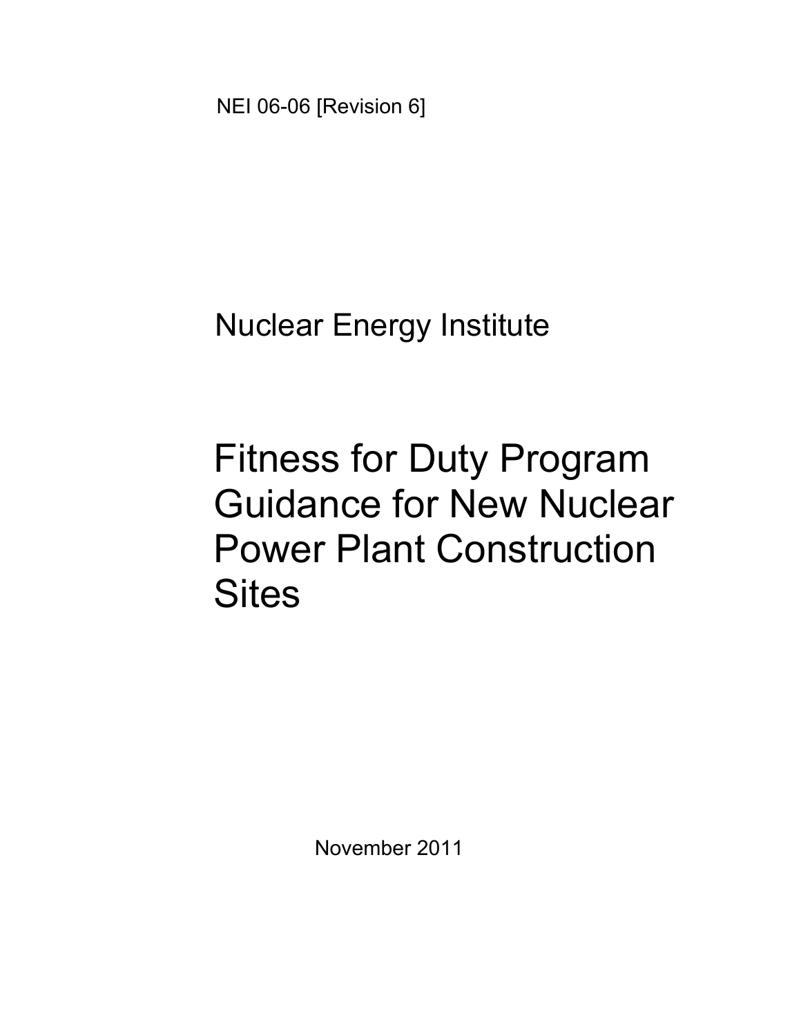NEI 06-06 [Revision 6]

Nuclear Energy Institute

# Fitness for Duty Program Guidance for New Nuclear Power Plant Construction Sites

November 2011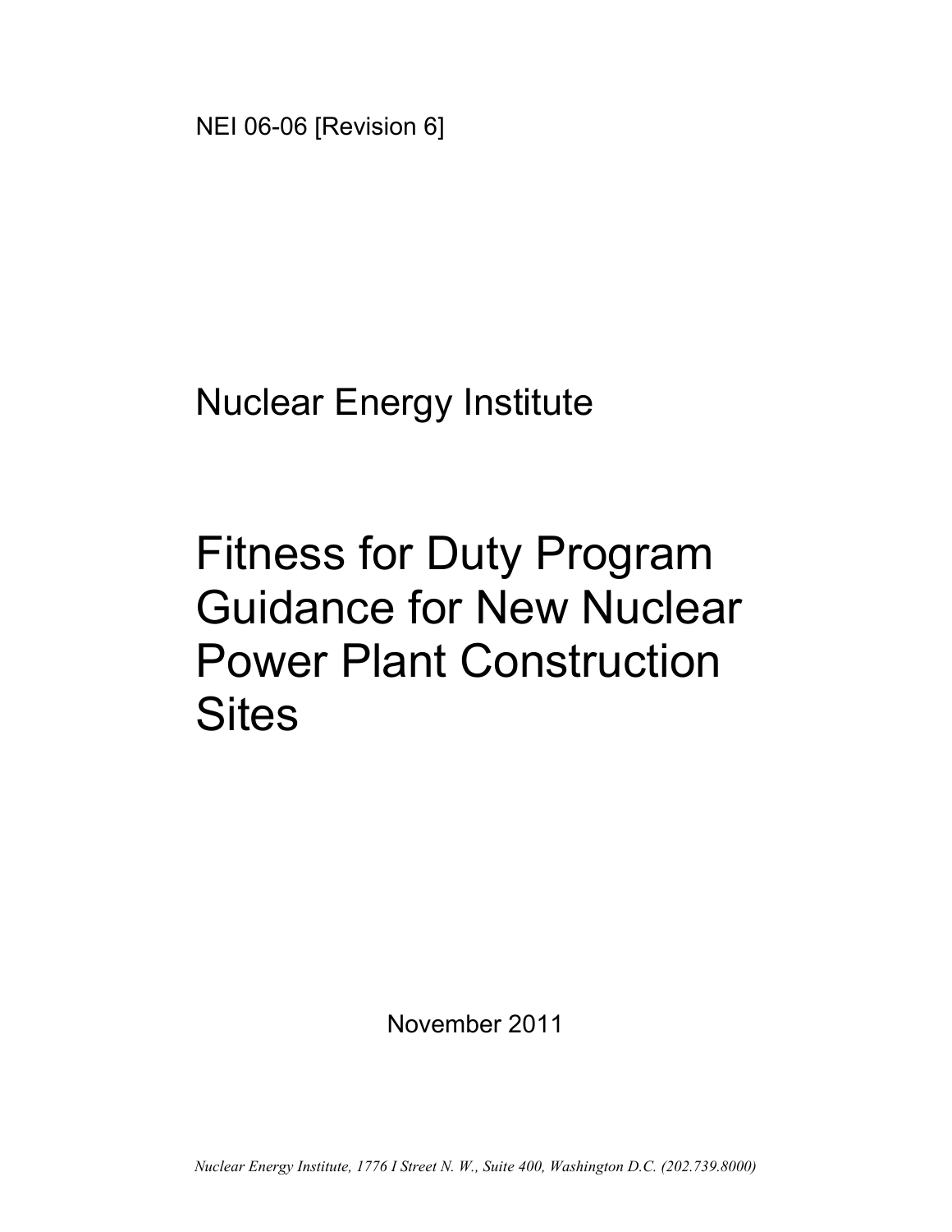NEI 06-06 [Revision 6]

Nuclear Energy Institute

# Fitness for Duty Program Guidance for New Nuclear Power Plant Construction Sites

November 2011

*Nuclear Energy Institute, 1776 I Street N. W., Suite 400, Washington D.C. (202.739.8000)*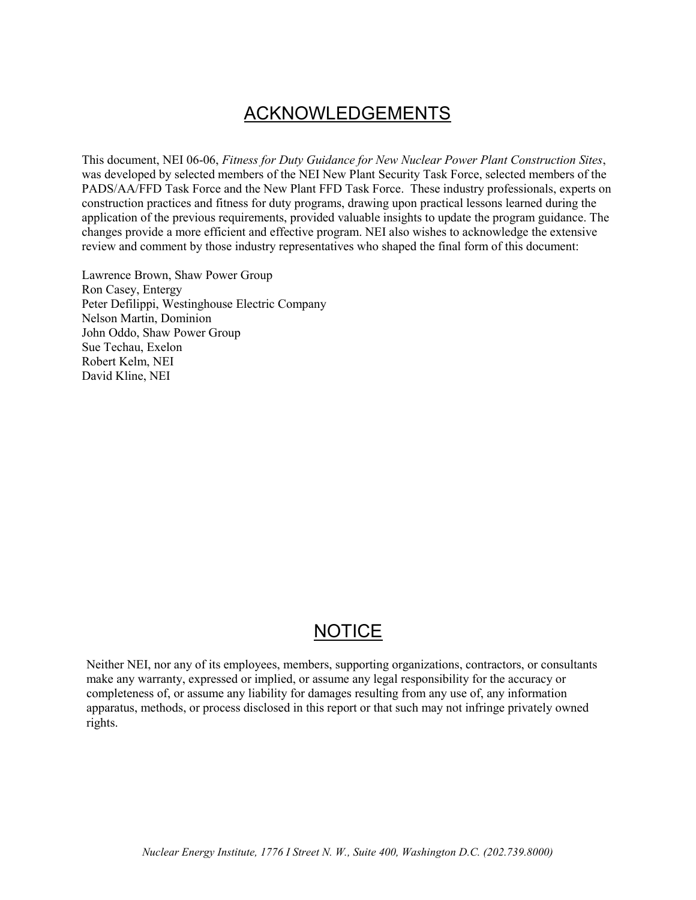# ACKNOWLEDGEMENTS

This document, NEI 06-06, *Fitness for Duty Guidance for New Nuclear Power Plant Construction Sites*, was developed by selected members of the NEI New Plant Security Task Force, selected members of the PADS/AA/FFD Task Force and the New Plant FFD Task Force. These industry professionals, experts on construction practices and fitness for duty programs, drawing upon practical lessons learned during the application of the previous requirements, provided valuable insights to update the program guidance. The changes provide a more efficient and effective program. NEI also wishes to acknowledge the extensive review and comment by those industry representatives who shaped the final form of this document:

Lawrence Brown, Shaw Power Group
Ron Casey, Entergy
Peter Defilippi, Westinghouse Electric Company
Nelson Martin, Dominion
John Oddo, Shaw Power Group
Sue Techau, Exelon
Robert Kelm, NEI
David Kline, NEI

# NOTICE

Neither NEI, nor any of its employees, members, supporting organizations, contractors, or consultants make any warranty, expressed or implied, or assume any legal responsibility for the accuracy or completeness of, or assume any liability for damages resulting from any use of, any information apparatus, methods, or process disclosed in this report or that such may not infringe privately owned rights.

*Nuclear Energy Institute, 1776 I Street N. W., Suite 400, Washington D.C. (202.739.8000)*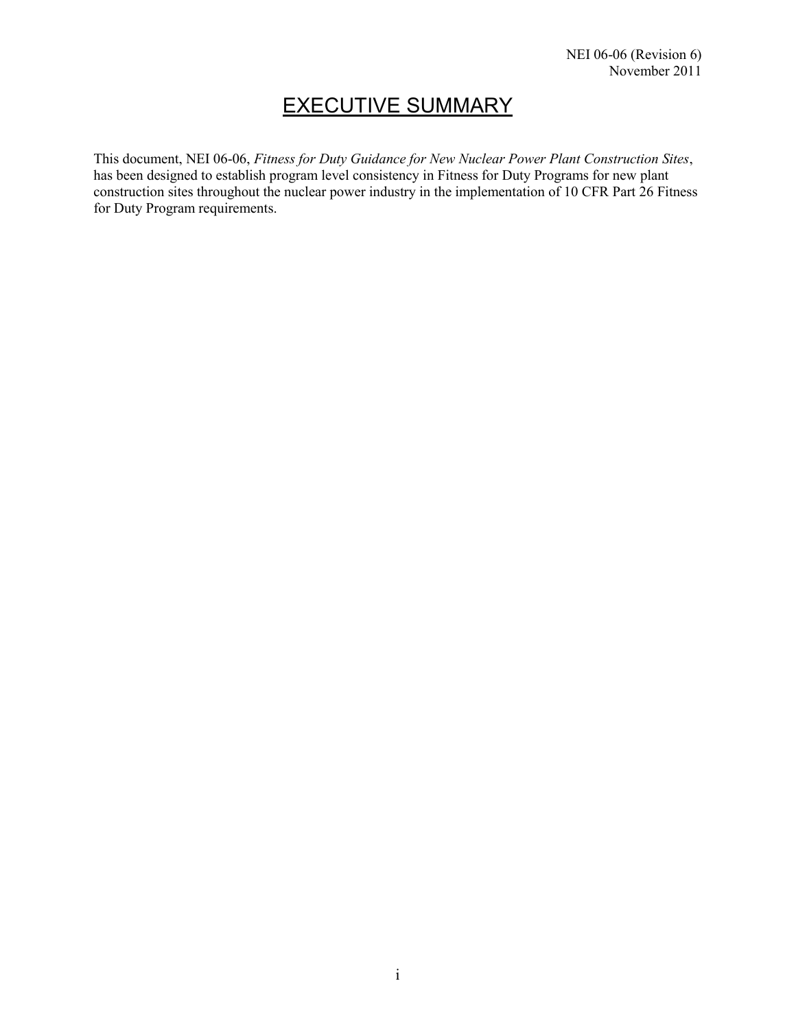# EXECUTIVE SUMMARY

This document, NEI 06-06, *Fitness for Duty Guidance for New Nuclear Power Plant Construction Sites*, has been designed to establish program level consistency in Fitness for Duty Programs for new plant construction sites throughout the nuclear power industry in the implementation of 10 CFR Part 26 Fitness for Duty Program requirements.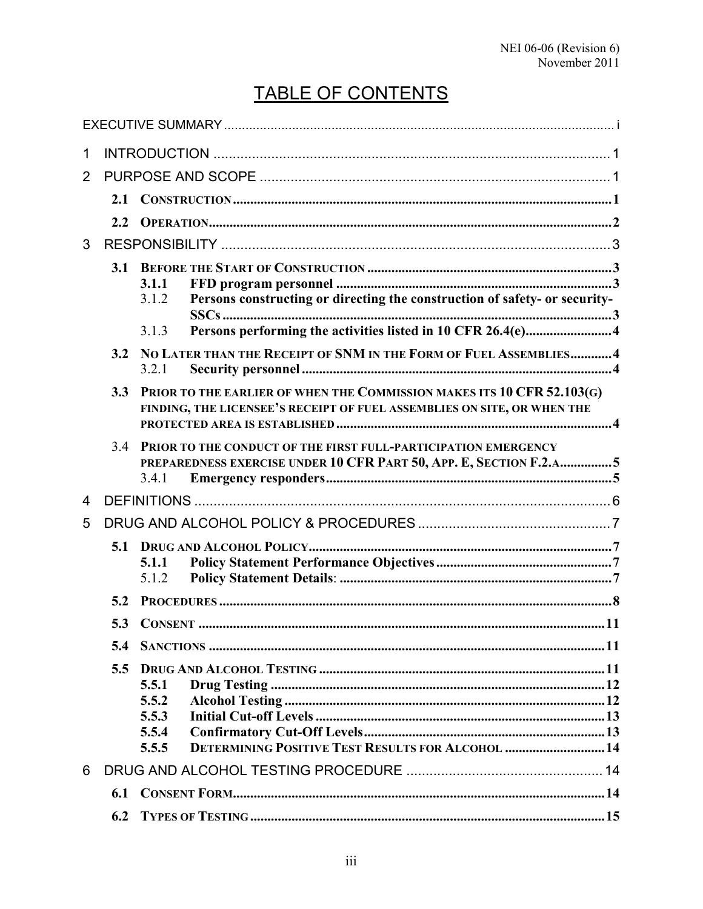# TABLE OF CONTENTS

EXECUTIVE SUMMARY ..... i

1 INTRODUCTION ..... 1

2 PURPOSE AND SCOPE ..... 1

- **2.1 CONSTRUCTION** ..... 1
- **2.2 OPERATION** ..... 2

3 RESPONSIBILITY ..... 3

- **3.1 BEFORE THE START OF CONSTRUCTION** ..... 3
  - **3.1.1 FFD program personnel** ..... 3
  - 3.1.2 **Persons constructing or directing the construction of safety- or security-SSCs** ..... 3
  - 3.1.3 **Persons performing the activities listed in 10 CFR 26.4(e)** ..... 4
- **3.2 NO LATER THAN THE RECEIPT OF SNM IN THE FORM OF FUEL ASSEMBLIES** ..... 4
  - 3.2.1 **Security personnel** ..... 4
- **3.3 PRIOR TO THE EARLIER OF WHEN THE COMMISSION MAKES ITS 10 CFR 52.103(G) FINDING, THE LICENSEE'S RECEIPT OF FUEL ASSEMBLIES ON SITE, OR WHEN THE PROTECTED AREA IS ESTABLISHED** ..... 4
- 3.4 **PRIOR TO THE CONDUCT OF THE FIRST FULL-PARTICIPATION EMERGENCY PREPAREDNESS EXERCISE UNDER 10 CFR PART 50, APP. E, SECTION F.2.A** ..... 5
  - 3.4.1 **Emergency responders** ..... 5

4 DEFINITIONS ..... 6

5 DRUG AND ALCOHOL POLICY & PROCEDURES ..... 7

- **5.1 DRUG AND ALCOHOL POLICY** ..... 7
  - **5.1.1 Policy Statement Performance Objectives** ..... 7
  - 5.1.2 **Policy Statement Details**: ..... 7
- **5.2 PROCEDURES** ..... 8
- **5.3 CONSENT** ..... 11
- **5.4 SANCTIONS** ..... 11
- **5.5 DRUG AND ALCOHOL TESTING** ..... 11
  - **5.5.1 Drug Testing** ..... 12
  - **5.5.2 Alcohol Testing** ..... 12
  - **5.5.3 Initial Cut-off Levels** ..... 13
  - **5.5.4 Confirmatory Cut-Off Levels** ..... 13
  - **5.5.5 DETERMINING POSITIVE TEST RESULTS FOR ALCOHOL** ..... 14

6 DRUG AND ALCOHOL TESTING PROCEDURE ..... 14

- **6.1 CONSENT FORM** ..... 14
- **6.2 TYPES OF TESTING** ..... 15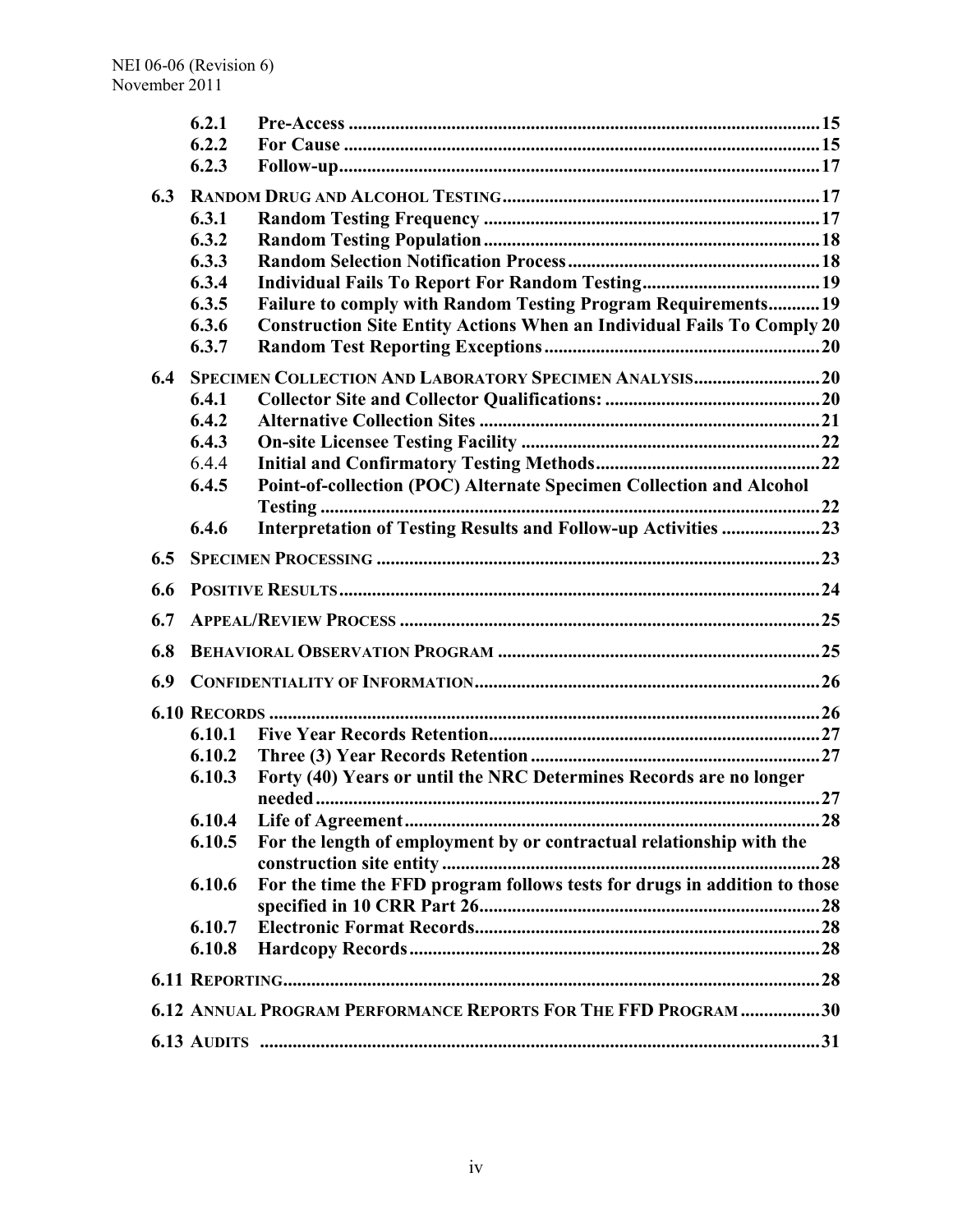| | | |
|---|---|---|
| 6.2.1 | Pre-Access | 15 |
| 6.2.2 | For Cause | 15 |
| 6.2.3 | Follow-up | 17 |
| **6.3** | **RANDOM DRUG AND ALCOHOL TESTING** | **17** |
| 6.3.1 | Random Testing Frequency | 17 |
| 6.3.2 | Random Testing Population | 18 |
| 6.3.3 | Random Selection Notification Process | 18 |
| 6.3.4 | Individual Fails To Report For Random Testing | 19 |
| 6.3.5 | Failure to comply with Random Testing Program Requirements | 19 |
| 6.3.6 | Construction Site Entity Actions When an Individual Fails To Comply | 20 |
| 6.3.7 | Random Test Reporting Exceptions | 20 |
| **6.4** | **SPECIMEN COLLECTION AND LABORATORY SPECIMEN ANALYSIS** | **20** |
| 6.4.1 | Collector Site and Collector Qualifications: | 20 |
| 6.4.2 | Alternative Collection Sites | 21 |
| 6.4.3 | On-site Licensee Testing Facility | 22 |
| 6.4.4 | Initial and Confirmatory Testing Methods | 22 |
| 6.4.5 | Point-of-collection (POC) Alternate Specimen Collection and Alcohol Testing | 22 |
| 6.4.6 | Interpretation of Testing Results and Follow-up Activities | 23 |
| **6.5** | **SPECIMEN PROCESSING** | **23** |
| **6.6** | **POSITIVE RESULTS** | **24** |
| **6.7** | **APPEAL/REVIEW PROCESS** | **25** |
| **6.8** | **BEHAVIORAL OBSERVATION PROGRAM** | **25** |
| **6.9** | **CONFIDENTIALITY OF INFORMATION** | **26** |
| **6.10** | **RECORDS** | **26** |
| 6.10.1 | Five Year Records Retention | 27 |
| 6.10.2 | Three (3) Year Records Retention | 27 |
| 6.10.3 | Forty (40) Years or until the NRC Determines Records are no longer needed | 27 |
| 6.10.4 | Life of Agreement | 28 |
| 6.10.5 | For the length of employment by or contractual relationship with the construction site entity | 28 |
| 6.10.6 | For the time the FFD program follows tests for drugs in addition to those specified in 10 CRR Part 26 | 28 |
| 6.10.7 | Electronic Format Records | 28 |
| 6.10.8 | Hardcopy Records | 28 |
| **6.11** | **REPORTING** | **28** |
| **6.12** | **ANNUAL PROGRAM PERFORMANCE REPORTS FOR THE FFD PROGRAM** | **30** |
| **6.13** | **AUDITS** | **31** |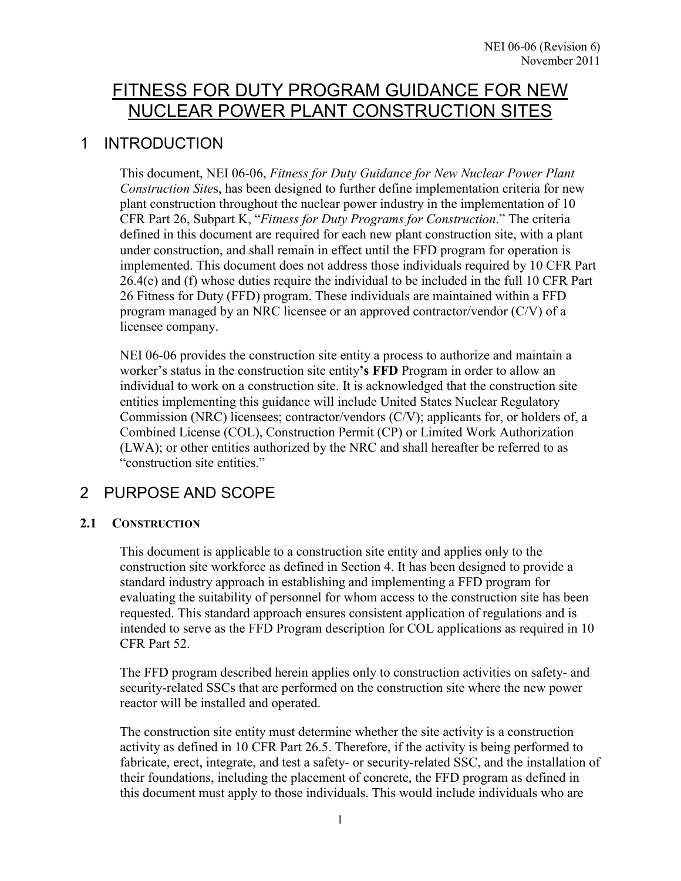# FITNESS FOR DUTY PROGRAM GUIDANCE FOR NEW NUCLEAR POWER PLANT CONSTRUCTION SITES

## 1 INTRODUCTION

This document, NEI 06-06, *Fitness for Duty Guidance for New Nuclear Power Plant Construction Site*s, has been designed to further define implementation criteria for new plant construction throughout the nuclear power industry in the implementation of 10 CFR Part 26, Subpart K, "*Fitness for Duty Programs for Construction*." The criteria defined in this document are required for each new plant construction site, with a plant under construction, and shall remain in effect until the FFD program for operation is implemented. This document does not address those individuals required by 10 CFR Part 26.4(e) and (f) whose duties require the individual to be included in the full 10 CFR Part 26 Fitness for Duty (FFD) program. These individuals are maintained within a FFD program managed by an NRC licensee or an approved contractor/vendor (C/V) of a licensee company.

NEI 06-06 provides the construction site entity a process to authorize and maintain a worker's status in the construction site entity**'s FFD** Program in order to allow an individual to work on a construction site. It is acknowledged that the construction site entities implementing this guidance will include United States Nuclear Regulatory Commission (NRC) licensees; contractor/vendors (C/V); applicants for, or holders of, a Combined License (COL), Construction Permit (CP) or Limited Work Authorization (LWA); or other entities authorized by the NRC and shall hereafter be referred to as "construction site entities."

## 2 PURPOSE AND SCOPE

### 2.1 CONSTRUCTION

This document is applicable to a construction site entity and applies ~~only~~ to the construction site workforce as defined in Section 4. It has been designed to provide a standard industry approach in establishing and implementing a FFD program for evaluating the suitability of personnel for whom access to the construction site has been requested. This standard approach ensures consistent application of regulations and is intended to serve as the FFD Program description for COL applications as required in 10 CFR Part 52.

The FFD program described herein applies only to construction activities on safety- and security-related SSCs that are performed on the construction site where the new power reactor will be installed and operated.

The construction site entity must determine whether the site activity is a construction activity as defined in 10 CFR Part 26.5. Therefore, if the activity is being performed to fabricate, erect, integrate, and test a safety- or security-related SSC, and the installation of their foundations, including the placement of concrete, the FFD program as defined in this document must apply to those individuals. This would include individuals who are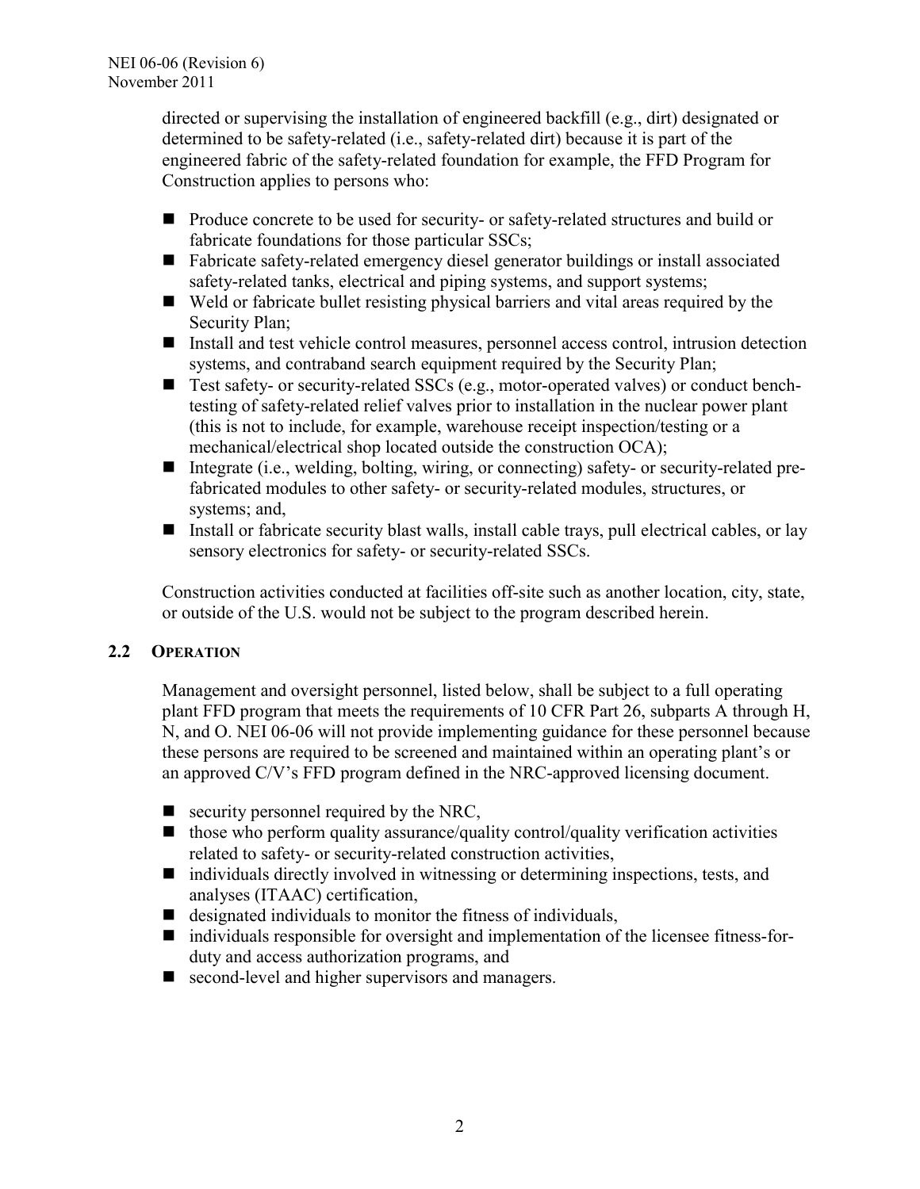directed or supervising the installation of engineered backfill (e.g., dirt) designated or determined to be safety-related (i.e., safety-related dirt) because it is part of the engineered fabric of the safety-related foundation for example, the FFD Program for Construction applies to persons who:

- Produce concrete to be used for security- or safety-related structures and build or fabricate foundations for those particular SSCs;
- Fabricate safety-related emergency diesel generator buildings or install associated safety-related tanks, electrical and piping systems, and support systems;
- Weld or fabricate bullet resisting physical barriers and vital areas required by the Security Plan;
- Install and test vehicle control measures, personnel access control, intrusion detection systems, and contraband search equipment required by the Security Plan;
- Test safety- or security-related SSCs (e.g., motor-operated valves) or conduct bench-testing of safety-related relief valves prior to installation in the nuclear power plant (this is not to include, for example, warehouse receipt inspection/testing or a mechanical/electrical shop located outside the construction OCA);
- Integrate (i.e., welding, bolting, wiring, or connecting) safety- or security-related pre-fabricated modules to other safety- or security-related modules, structures, or systems; and,
- Install or fabricate security blast walls, install cable trays, pull electrical cables, or lay sensory electronics for safety- or security-related SSCs.

Construction activities conducted at facilities off-site such as another location, city, state, or outside of the U.S. would not be subject to the program described herein.

## 2.2 Operation

Management and oversight personnel, listed below, shall be subject to a full operating plant FFD program that meets the requirements of 10 CFR Part 26, subparts A through H, N, and O. NEI 06-06 will not provide implementing guidance for these personnel because these persons are required to be screened and maintained within an operating plant's or an approved C/V's FFD program defined in the NRC-approved licensing document.

- security personnel required by the NRC,
- those who perform quality assurance/quality control/quality verification activities related to safety- or security-related construction activities,
- individuals directly involved in witnessing or determining inspections, tests, and analyses (ITAAC) certification,
- designated individuals to monitor the fitness of individuals,
- individuals responsible for oversight and implementation of the licensee fitness-for-duty and access authorization programs, and
- second-level and higher supervisors and managers.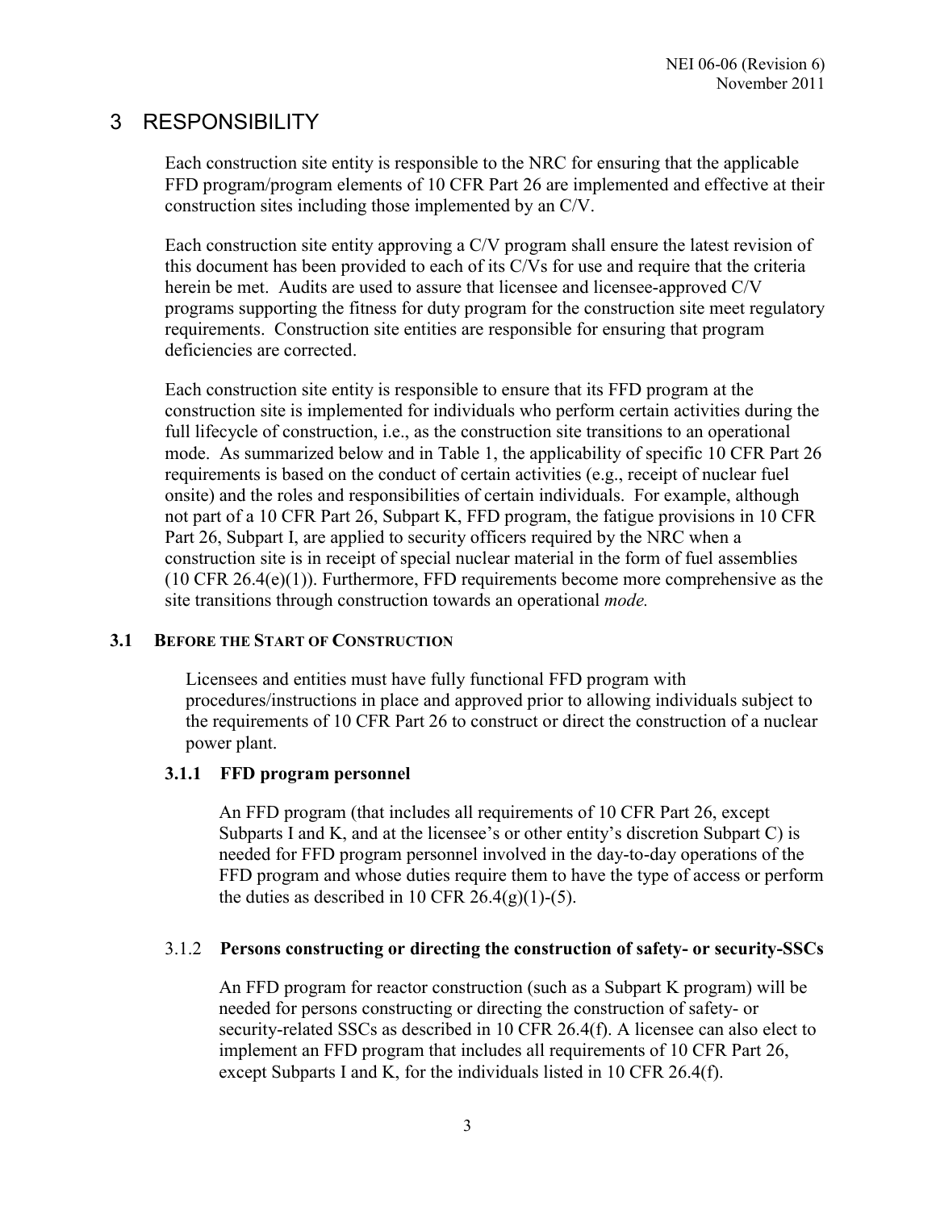# 3 RESPONSIBILITY

Each construction site entity is responsible to the NRC for ensuring that the applicable FFD program/program elements of 10 CFR Part 26 are implemented and effective at their construction sites including those implemented by an C/V.

Each construction site entity approving a C/V program shall ensure the latest revision of this document has been provided to each of its C/Vs for use and require that the criteria herein be met. Audits are used to assure that licensee and licensee-approved C/V programs supporting the fitness for duty program for the construction site meet regulatory requirements. Construction site entities are responsible for ensuring that program deficiencies are corrected.

Each construction site entity is responsible to ensure that its FFD program at the construction site is implemented for individuals who perform certain activities during the full lifecycle of construction, i.e., as the construction site transitions to an operational mode. As summarized below and in Table 1, the applicability of specific 10 CFR Part 26 requirements is based on the conduct of certain activities (e.g., receipt of nuclear fuel onsite) and the roles and responsibilities of certain individuals. For example, although not part of a 10 CFR Part 26, Subpart K, FFD program, the fatigue provisions in 10 CFR Part 26, Subpart I, are applied to security officers required by the NRC when a construction site is in receipt of special nuclear material in the form of fuel assemblies (10 CFR 26.4(e)(1)). Furthermore, FFD requirements become more comprehensive as the site transitions through construction towards an operational *mode.*

## 3.1 Before the Start of Construction

Licensees and entities must have fully functional FFD program with procedures/instructions in place and approved prior to allowing individuals subject to the requirements of 10 CFR Part 26 to construct or direct the construction of a nuclear power plant.

### 3.1.1 FFD program personnel

An FFD program (that includes all requirements of 10 CFR Part 26, except Subparts I and K, and at the licensee's or other entity's discretion Subpart C) is needed for FFD program personnel involved in the day-to-day operations of the FFD program and whose duties require them to have the type of access or perform the duties as described in 10 CFR 26.4(g)(1)-(5).

### 3.1.2 Persons constructing or directing the construction of safety- or security-SSCs

An FFD program for reactor construction (such as a Subpart K program) will be needed for persons constructing or directing the construction of safety- or security-related SSCs as described in 10 CFR 26.4(f). A licensee can also elect to implement an FFD program that includes all requirements of 10 CFR Part 26, except Subparts I and K, for the individuals listed in 10 CFR 26.4(f).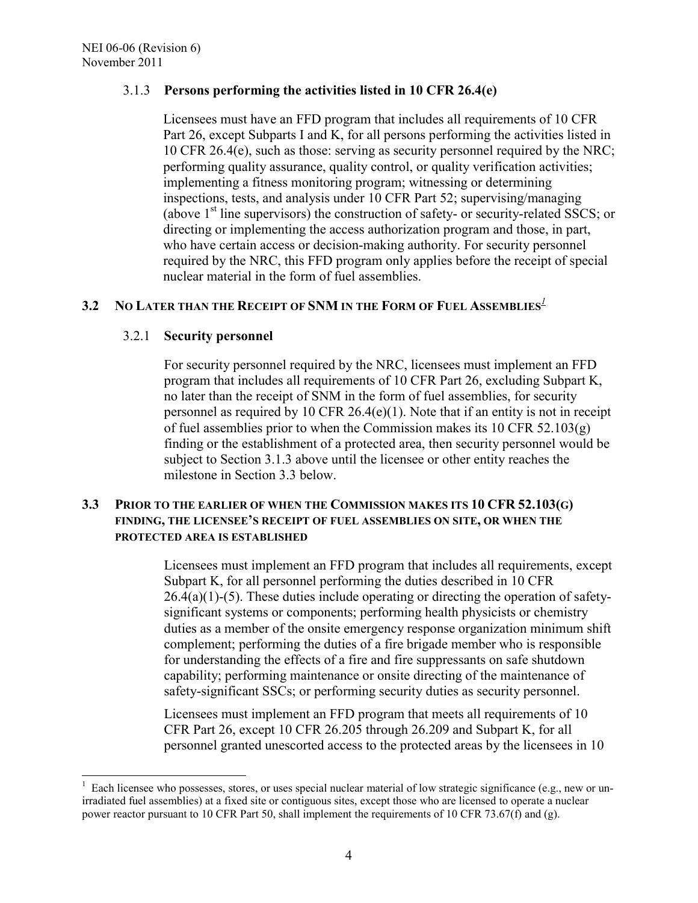### 3.1.3 **Persons performing the activities listed in 10 CFR 26.4(e)**

Licensees must have an FFD program that includes all requirements of 10 CFR Part 26, except Subparts I and K, for all persons performing the activities listed in 10 CFR 26.4(e), such as those: serving as security personnel required by the NRC; performing quality assurance, quality control, or quality verification activities; implementing a fitness monitoring program; witnessing or determining inspections, tests, and analysis under 10 CFR Part 52; supervising/managing (above 1st line supervisors) the construction of safety- or security-related SSCS; or directing or implementing the access authorization program and those, in part, who have certain access or decision-making authority. For security personnel required by the NRC, this FFD program only applies before the receipt of special nuclear material in the form of fuel assemblies.

## 3.2 NO LATER THAN THE RECEIPT OF SNM IN THE FORM OF FUEL ASSEMBLIES[1]

### 3.2.1 **Security personnel**

For security personnel required by the NRC, licensees must implement an FFD program that includes all requirements of 10 CFR Part 26, excluding Subpart K, no later than the receipt of SNM in the form of fuel assemblies, for security personnel as required by 10 CFR 26.4(e)(1). Note that if an entity is not in receipt of fuel assemblies prior to when the Commission makes its 10 CFR 52.103(g) finding or the establishment of a protected area, then security personnel would be subject to Section 3.1.3 above until the licensee or other entity reaches the milestone in Section 3.3 below.

## 3.3 PRIOR TO THE EARLIER OF WHEN THE COMMISSION MAKES ITS 10 CFR 52.103(G) FINDING, THE LICENSEE'S RECEIPT OF FUEL ASSEMBLIES ON SITE, OR WHEN THE PROTECTED AREA IS ESTABLISHED

Licensees must implement an FFD program that includes all requirements, except Subpart K, for all personnel performing the duties described in 10 CFR 26.4(a)(1)-(5). These duties include operating or directing the operation of safety-significant systems or components; performing health physicists or chemistry duties as a member of the onsite emergency response organization minimum shift complement; performing the duties of a fire brigade member who is responsible for understanding the effects of a fire and fire suppressants on safe shutdown capability; performing maintenance or onsite directing of the maintenance of safety-significant SSCs; or performing security duties as security personnel.

Licensees must implement an FFD program that meets all requirements of 10 CFR Part 26, except 10 CFR 26.205 through 26.209 and Subpart K, for all personnel granted unescorted access to the protected areas by the licensees in 10

---

[1] Each licensee who possesses, stores, or uses special nuclear material of low strategic significance (e.g., new or un-irradiated fuel assemblies) at a fixed site or contiguous sites, except those who are licensed to operate a nuclear power reactor pursuant to 10 CFR Part 50, shall implement the requirements of 10 CFR 73.67(f) and (g).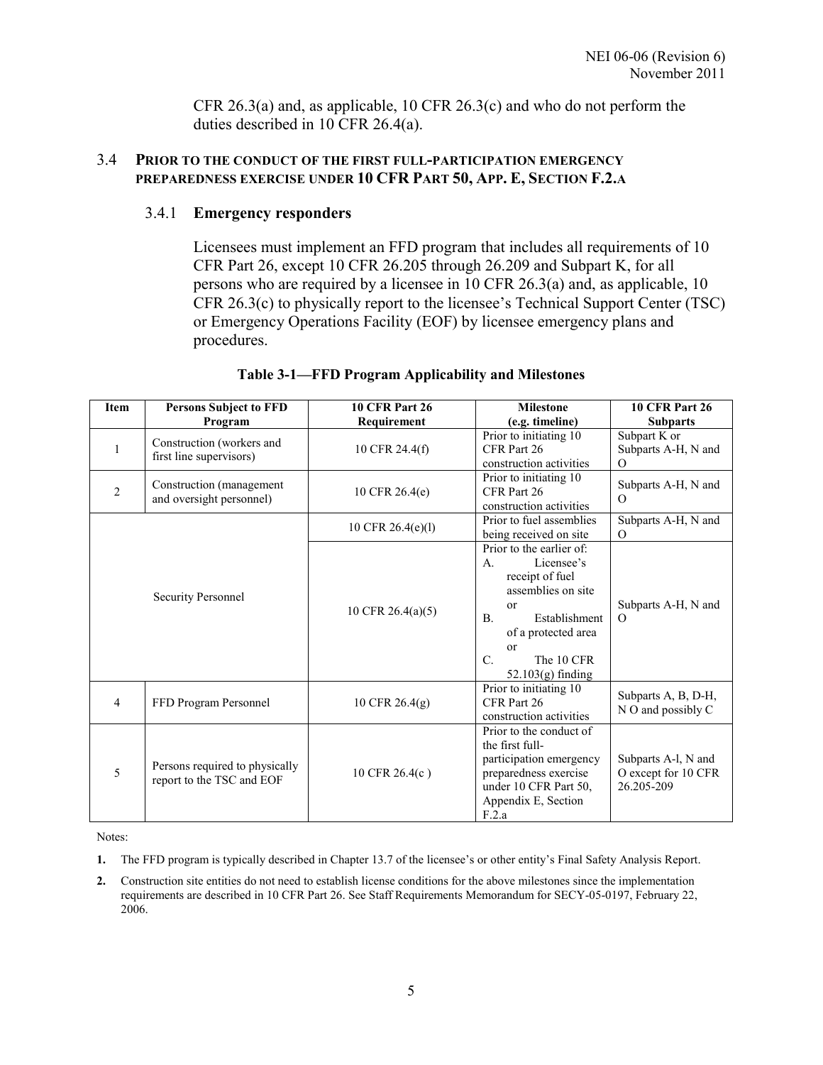CFR 26.3(a) and, as applicable, 10 CFR 26.3(c) and who do not perform the duties described in 10 CFR 26.4(a).

## 3.4 PRIOR TO THE CONDUCT OF THE FIRST FULL-PARTICIPATION EMERGENCY PREPAREDNESS EXERCISE UNDER 10 CFR PART 50, APP. E, SECTION F.2.A

### 3.4.1 Emergency responders

Licensees must implement an FFD program that includes all requirements of 10 CFR Part 26, except 10 CFR 26.205 through 26.209 and Subpart K, for all persons who are required by a licensee in 10 CFR 26.3(a) and, as applicable, 10 CFR 26.3(c) to physically report to the licensee's Technical Support Center (TSC) or Emergency Operations Facility (EOF) by licensee emergency plans and procedures.

**Table 3-1—FFD Program Applicability and Milestones**

| Item | Persons Subject to FFD Program | 10 CFR Part 26 Requirement | Milestone (e.g. timeline) | 10 CFR Part 26 Subparts |
|---|---|---|---|---|
| 1 | Construction (workers and first line supervisors) | 10 CFR 24.4(f) | Prior to initiating 10 CFR Part 26 construction activities | Subpart K or Subparts A-H, N and O |
| 2 | Construction (management and oversight personnel) | 10 CFR 26.4(e) | Prior to initiating 10 CFR Part 26 construction activities | Subparts A-H, N and O |
| | Security Personnel | 10 CFR 26.4(e)(l) | Prior to fuel assemblies being received on site | Subparts A-H, N and O |
| | | 10 CFR 26.4(a)(5) | Prior to the earlier of: A. Licensee's receipt of fuel assemblies on site or B. Establishment of a protected area or C. The 10 CFR 52.103(g) finding | Subparts A-H, N and O |
| 4 | FFD Program Personnel | 10 CFR 26.4(g) | Prior to initiating 10 CFR Part 26 construction activities | Subparts A, B, D-H, N O and possibly C |
| 5 | Persons required to physically report to the TSC and EOF | 10 CFR 26.4(c ) | Prior to the conduct of the first full-participation emergency preparedness exercise under 10 CFR Part 50, Appendix E, Section F.2.a | Subparts A-l, N and O except for 10 CFR 26.205-209 |

Notes:

1. The FFD program is typically described in Chapter 13.7 of the licensee's or other entity's Final Safety Analysis Report.
2. Construction site entities do not need to establish license conditions for the above milestones since the implementation requirements are described in 10 CFR Part 26. See Staff Requirements Memorandum for SECY-05-0197, February 22, 2006.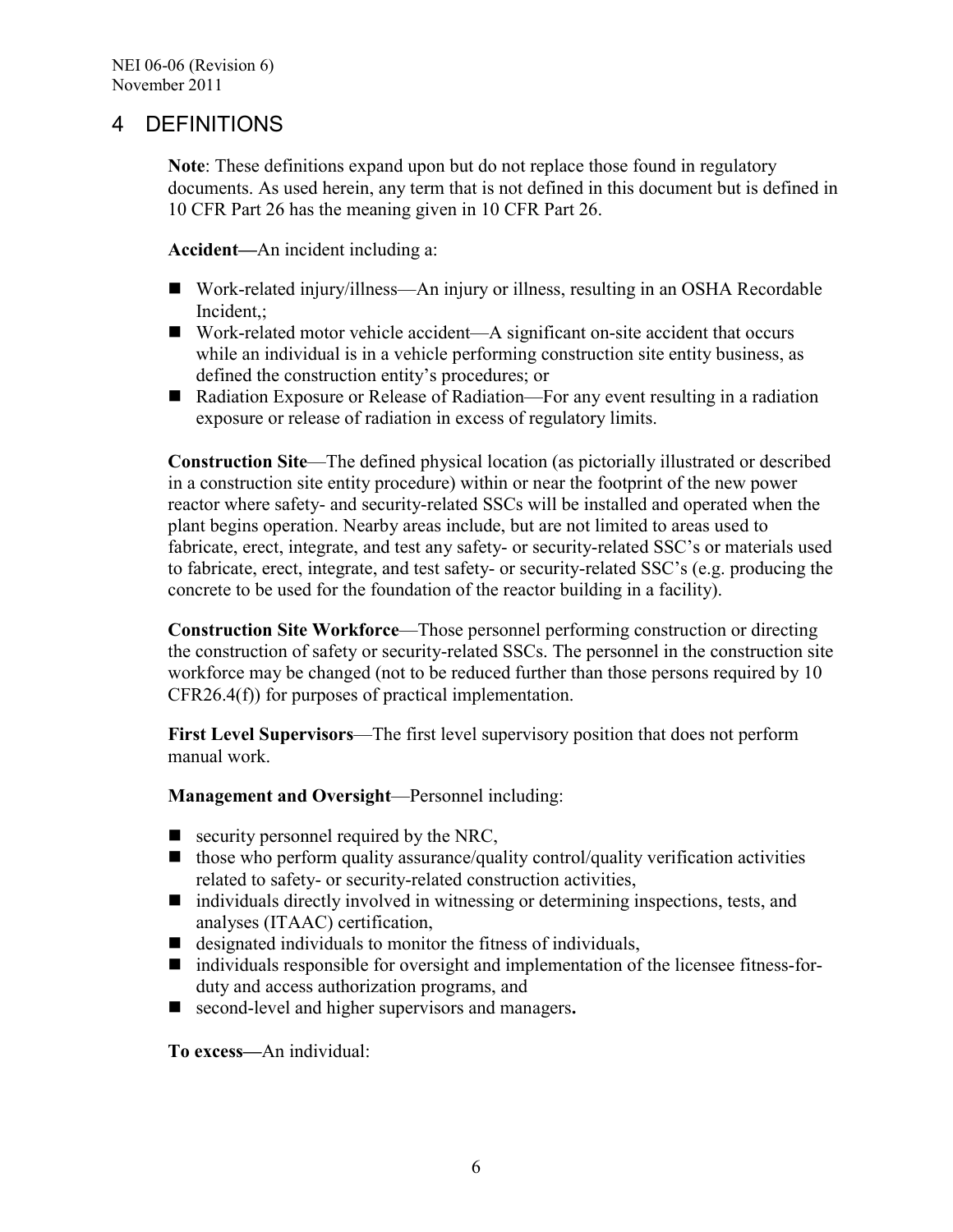## 4 DEFINITIONS

**Note**: These definitions expand upon but do not replace those found in regulatory documents. As used herein, any term that is not defined in this document but is defined in 10 CFR Part 26 has the meaning given in 10 CFR Part 26.

**Accident—**An incident including a:

- Work-related injury/illness—An injury or illness, resulting in an OSHA Recordable Incident,;
- Work-related motor vehicle accident—A significant on-site accident that occurs while an individual is in a vehicle performing construction site entity business, as defined the construction entity's procedures; or
- Radiation Exposure or Release of Radiation—For any event resulting in a radiation exposure or release of radiation in excess of regulatory limits.

**Construction Site**—The defined physical location (as pictorially illustrated or described in a construction site entity procedure) within or near the footprint of the new power reactor where safety- and security-related SSCs will be installed and operated when the plant begins operation. Nearby areas include, but are not limited to areas used to fabricate, erect, integrate, and test any safety- or security-related SSC's or materials used to fabricate, erect, integrate, and test safety- or security-related SSC's (e.g. producing the concrete to be used for the foundation of the reactor building in a facility).

**Construction Site Workforce**—Those personnel performing construction or directing the construction of safety or security-related SSCs. The personnel in the construction site workforce may be changed (not to be reduced further than those persons required by 10 CFR26.4(f)) for purposes of practical implementation.

**First Level Supervisors**—The first level supervisory position that does not perform manual work.

**Management and Oversight**—Personnel including:

- security personnel required by the NRC,
- those who perform quality assurance/quality control/quality verification activities related to safety- or security-related construction activities,
- individuals directly involved in witnessing or determining inspections, tests, and analyses (ITAAC) certification,
- designated individuals to monitor the fitness of individuals,
- individuals responsible for oversight and implementation of the licensee fitness-for-duty and access authorization programs, and
- second-level and higher supervisors and managers**.**

**To excess—**An individual: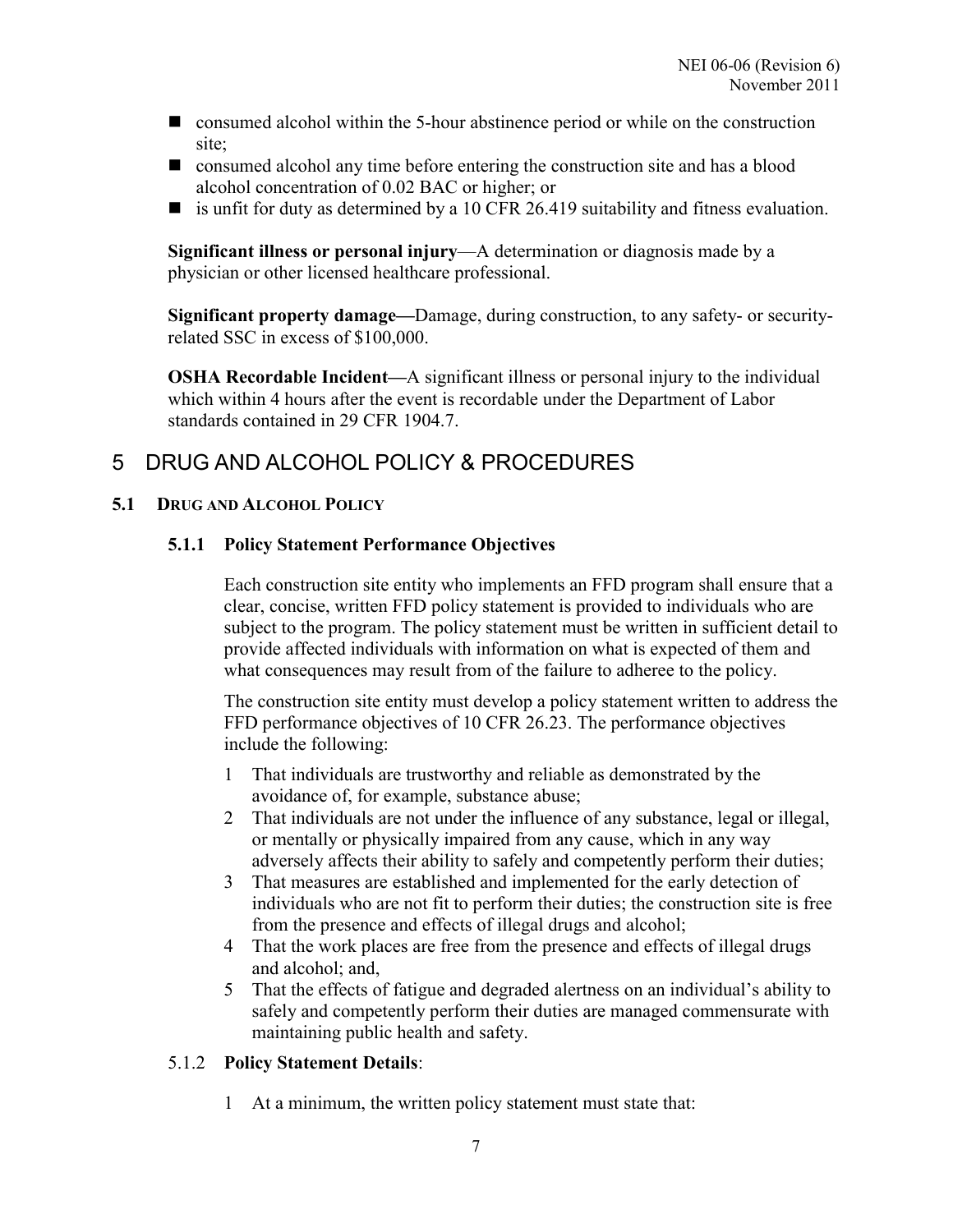- consumed alcohol within the 5-hour abstinence period or while on the construction site;
- consumed alcohol any time before entering the construction site and has a blood alcohol concentration of 0.02 BAC or higher; or
- is unfit for duty as determined by a 10 CFR 26.419 suitability and fitness evaluation.

**Significant illness or personal injury**—A determination or diagnosis made by a physician or other licensed healthcare professional.

**Significant property damage—**Damage, during construction, to any safety- or security-related SSC in excess of $100,000.

**OSHA Recordable Incident—**A significant illness or personal injury to the individual which within 4 hours after the event is recordable under the Department of Labor standards contained in 29 CFR 1904.7.

# 5 DRUG AND ALCOHOL POLICY & PROCEDURES

## 5.1 DRUG AND ALCOHOL POLICY

### 5.1.1 Policy Statement Performance Objectives

Each construction site entity who implements an FFD program shall ensure that a clear, concise, written FFD policy statement is provided to individuals who are subject to the program. The policy statement must be written in sufficient detail to provide affected individuals with information on what is expected of them and what consequences may result from of the failure to adheree to the policy.

The construction site entity must develop a policy statement written to address the FFD performance objectives of 10 CFR 26.23. The performance objectives include the following:

1. That individuals are trustworthy and reliable as demonstrated by the avoidance of, for example, substance abuse;
2. That individuals are not under the influence of any substance, legal or illegal, or mentally or physically impaired from any cause, which in any way adversely affects their ability to safely and competently perform their duties;
3. That measures are established and implemented for the early detection of individuals who are not fit to perform their duties; the construction site is free from the presence and effects of illegal drugs and alcohol;
4. That the work places are free from the presence and effects of illegal drugs and alcohol; and,
5. That the effects of fatigue and degraded alertness on an individual's ability to safely and competently perform their duties are managed commensurate with maintaining public health and safety.

### 5.1.2 Policy Statement Details:

1. At a minimum, the written policy statement must state that: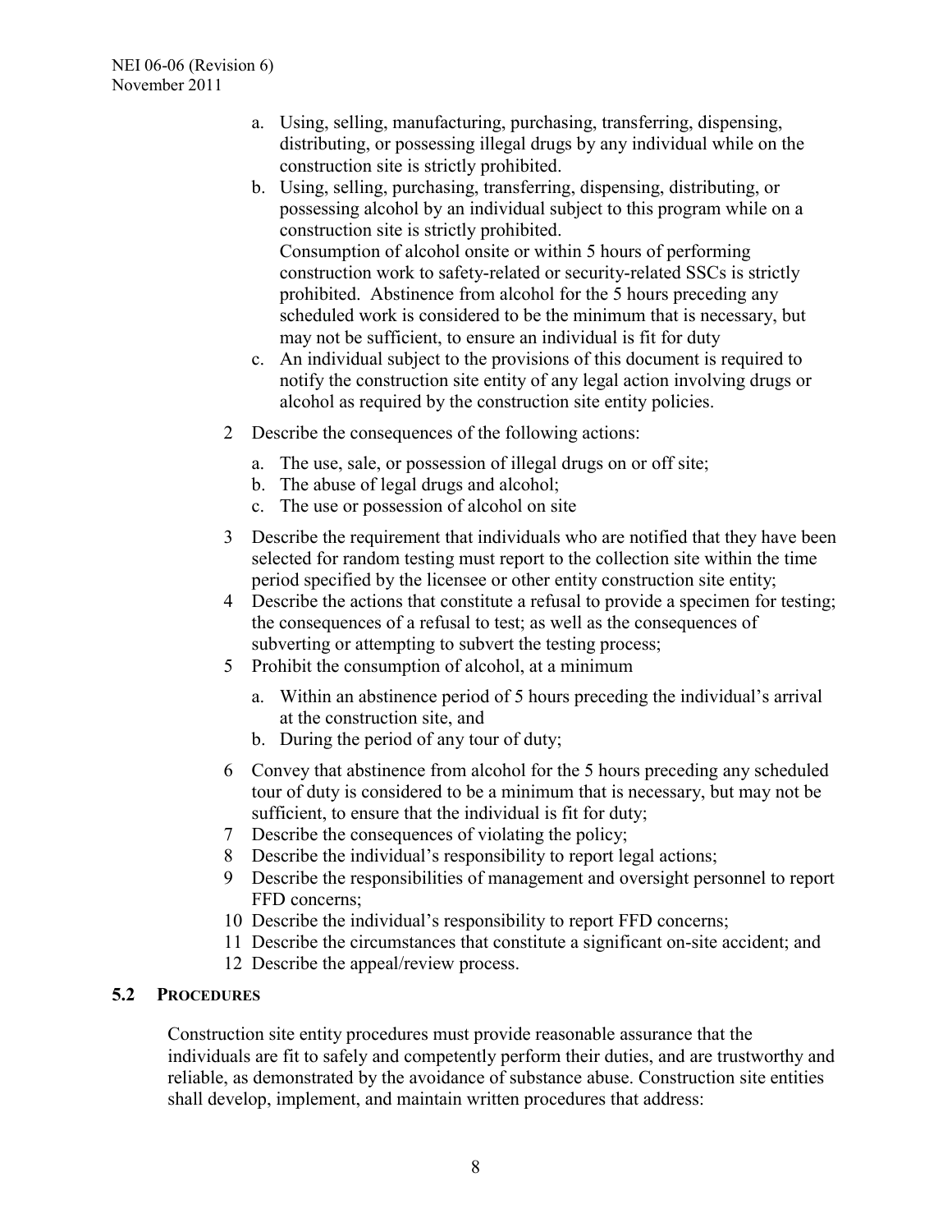a. Using, selling, manufacturing, purchasing, transferring, dispensing, distributing, or possessing illegal drugs by any individual while on the construction site is strictly prohibited.
b. Using, selling, purchasing, transferring, dispensing, distributing, or possessing alcohol by an individual subject to this program while on a construction site is strictly prohibited.
   Consumption of alcohol onsite or within 5 hours of performing construction work to safety-related or security-related SSCs is strictly prohibited. Abstinence from alcohol for the 5 hours preceding any scheduled work is considered to be the minimum that is necessary, but may not be sufficient, to ensure an individual is fit for duty
c. An individual subject to the provisions of this document is required to notify the construction site entity of any legal action involving drugs or alcohol as required by the construction site entity policies.

2 Describe the consequences of the following actions:

   a. The use, sale, or possession of illegal drugs on or off site;
   b. The abuse of legal drugs and alcohol;
   c. The use or possession of alcohol on site

3 Describe the requirement that individuals who are notified that they have been selected for random testing must report to the collection site within the time period specified by the licensee or other entity construction site entity;

4 Describe the actions that constitute a refusal to provide a specimen for testing; the consequences of a refusal to test; as well as the consequences of subverting or attempting to subvert the testing process;

5 Prohibit the consumption of alcohol, at a minimum

   a. Within an abstinence period of 5 hours preceding the individual's arrival at the construction site, and
   b. During the period of any tour of duty;

6 Convey that abstinence from alcohol for the 5 hours preceding any scheduled tour of duty is considered to be a minimum that is necessary, but may not be sufficient, to ensure that the individual is fit for duty;

7 Describe the consequences of violating the policy;

8 Describe the individual's responsibility to report legal actions;

9 Describe the responsibilities of management and oversight personnel to report FFD concerns;

10 Describe the individual's responsibility to report FFD concerns;

11 Describe the circumstances that constitute a significant on-site accident; and

12 Describe the appeal/review process.

### 5.2 Procedures

Construction site entity procedures must provide reasonable assurance that the individuals are fit to safely and competently perform their duties, and are trustworthy and reliable, as demonstrated by the avoidance of substance abuse. Construction site entities shall develop, implement, and maintain written procedures that address: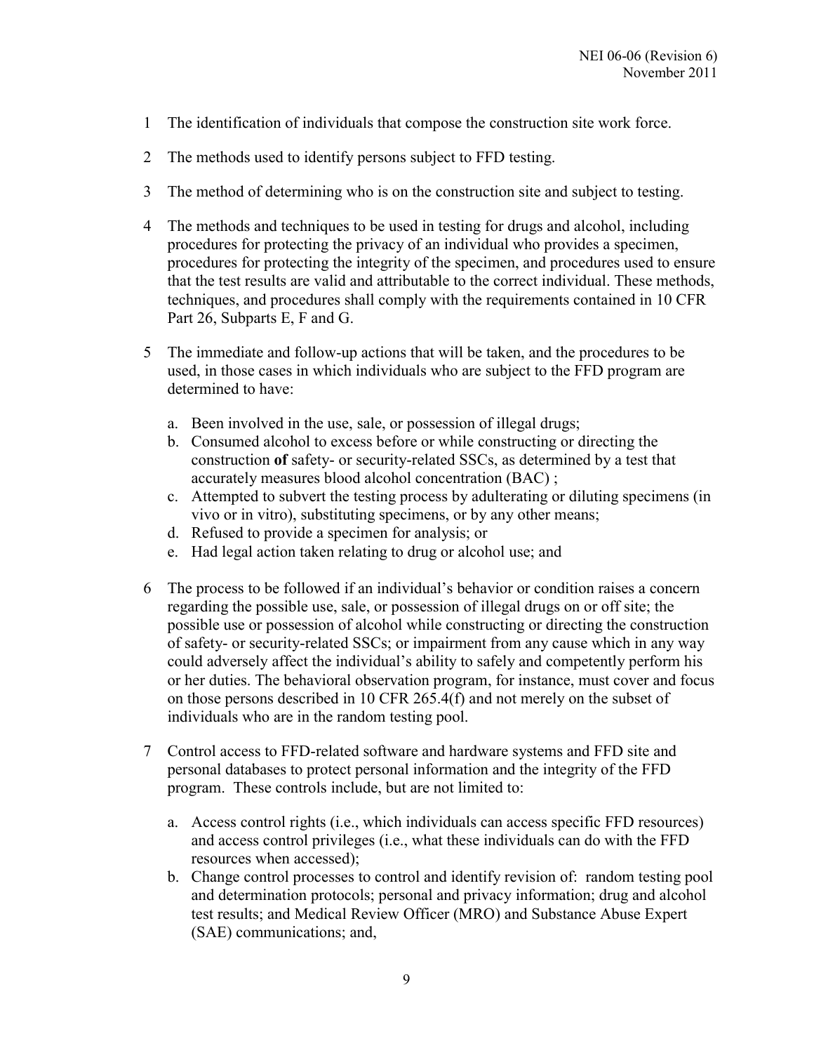1 The identification of individuals that compose the construction site work force.

2 The methods used to identify persons subject to FFD testing.

3 The method of determining who is on the construction site and subject to testing.

4 The methods and techniques to be used in testing for drugs and alcohol, including procedures for protecting the privacy of an individual who provides a specimen, procedures for protecting the integrity of the specimen, and procedures used to ensure that the test results are valid and attributable to the correct individual. These methods, techniques, and procedures shall comply with the requirements contained in 10 CFR Part 26, Subparts E, F and G.

5 The immediate and follow-up actions that will be taken, and the procedures to be used, in those cases in which individuals who are subject to the FFD program are determined to have:

   a. Been involved in the use, sale, or possession of illegal drugs;
   b. Consumed alcohol to excess before or while constructing or directing the construction **of** safety- or security-related SSCs, as determined by a test that accurately measures blood alcohol concentration (BAC) ;
   c. Attempted to subvert the testing process by adulterating or diluting specimens (in vivo or in vitro), substituting specimens, or by any other means;
   d. Refused to provide a specimen for analysis; or
   e. Had legal action taken relating to drug or alcohol use; and

6 The process to be followed if an individual's behavior or condition raises a concern regarding the possible use, sale, or possession of illegal drugs on or off site; the possible use or possession of alcohol while constructing or directing the construction of safety- or security-related SSCs; or impairment from any cause which in any way could adversely affect the individual's ability to safely and competently perform his or her duties. The behavioral observation program, for instance, must cover and focus on those persons described in 10 CFR 265.4(f) and not merely on the subset of individuals who are in the random testing pool.

7 Control access to FFD-related software and hardware systems and FFD site and personal databases to protect personal information and the integrity of the FFD program. These controls include, but are not limited to:

   a. Access control rights (i.e., which individuals can access specific FFD resources) and access control privileges (i.e., what these individuals can do with the FFD resources when accessed);
   b. Change control processes to control and identify revision of: random testing pool and determination protocols; personal and privacy information; drug and alcohol test results; and Medical Review Officer (MRO) and Substance Abuse Expert (SAE) communications; and,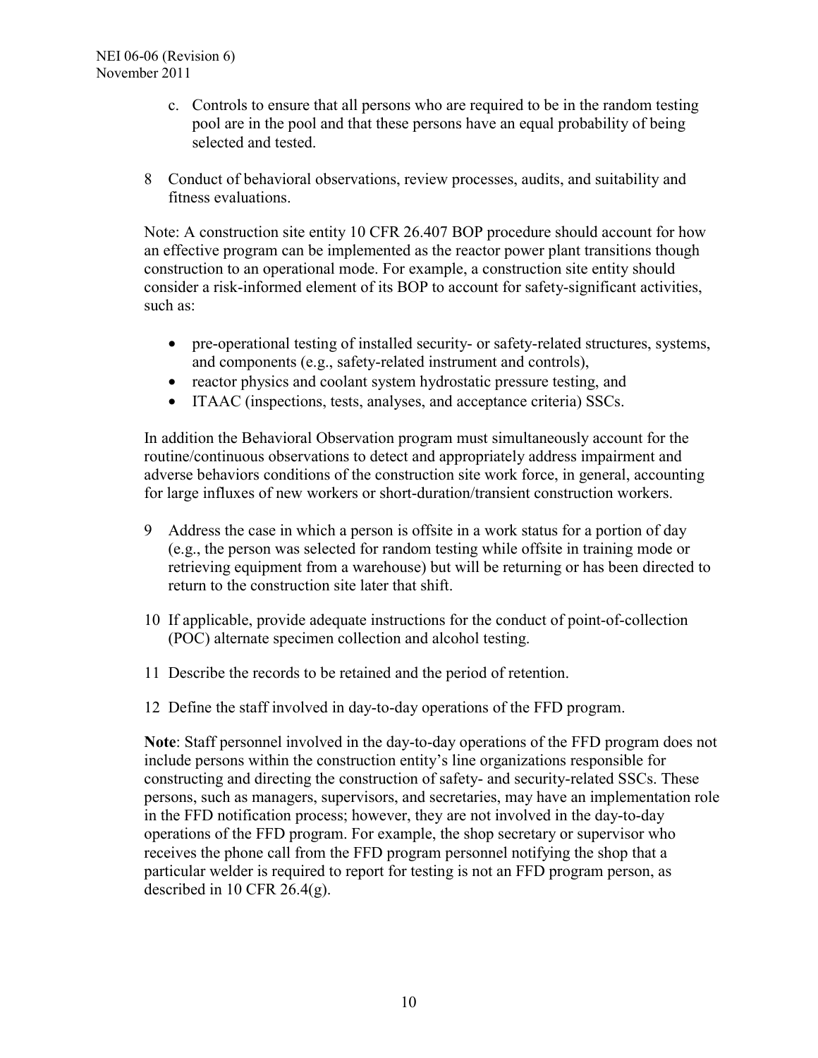c. Controls to ensure that all persons who are required to be in the random testing pool are in the pool and that these persons have an equal probability of being selected and tested.

8 Conduct of behavioral observations, review processes, audits, and suitability and fitness evaluations.

Note: A construction site entity 10 CFR 26.407 BOP procedure should account for how an effective program can be implemented as the reactor power plant transitions though construction to an operational mode. For example, a construction site entity should consider a risk-informed element of its BOP to account for safety-significant activities, such as:

- pre-operational testing of installed security- or safety-related structures, systems, and components (e.g., safety-related instrument and controls),
- reactor physics and coolant system hydrostatic pressure testing, and
- ITAAC (inspections, tests, analyses, and acceptance criteria) SSCs.

In addition the Behavioral Observation program must simultaneously account for the routine/continuous observations to detect and appropriately address impairment and adverse behaviors conditions of the construction site work force, in general, accounting for large influxes of new workers or short-duration/transient construction workers.

9 Address the case in which a person is offsite in a work status for a portion of day (e.g., the person was selected for random testing while offsite in training mode or retrieving equipment from a warehouse) but will be returning or has been directed to return to the construction site later that shift.

10 If applicable, provide adequate instructions for the conduct of point-of-collection (POC) alternate specimen collection and alcohol testing.

11 Describe the records to be retained and the period of retention.

12 Define the staff involved in day-to-day operations of the FFD program.

**Note**: Staff personnel involved in the day-to-day operations of the FFD program does not include persons within the construction entity's line organizations responsible for constructing and directing the construction of safety- and security-related SSCs. These persons, such as managers, supervisors, and secretaries, may have an implementation role in the FFD notification process; however, they are not involved in the day-to-day operations of the FFD program. For example, the shop secretary or supervisor who receives the phone call from the FFD program personnel notifying the shop that a particular welder is required to report for testing is not an FFD program person, as described in 10 CFR 26.4(g).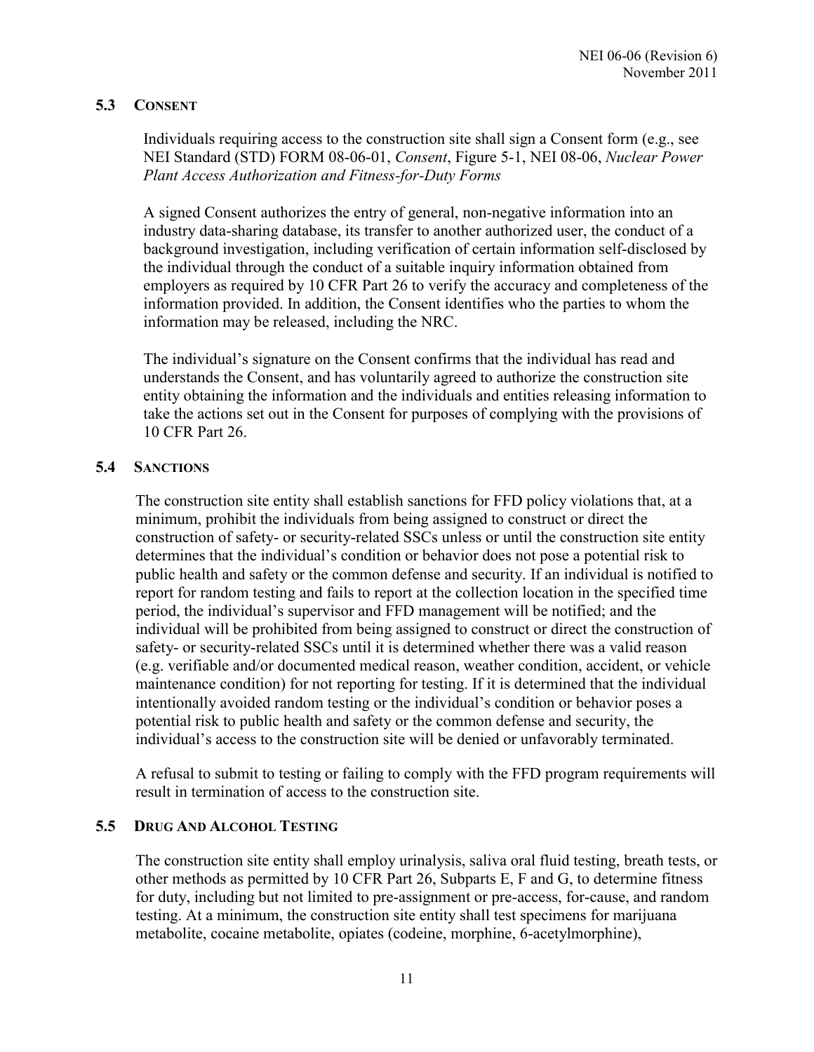### 5.3 CONSENT

Individuals requiring access to the construction site shall sign a Consent form (e.g., see NEI Standard (STD) FORM 08-06-01, *Consent*, Figure 5-1, NEI 08-06, *Nuclear Power Plant Access Authorization and Fitness-for-Duty Forms*

A signed Consent authorizes the entry of general, non-negative information into an industry data-sharing database, its transfer to another authorized user, the conduct of a background investigation, including verification of certain information self-disclosed by the individual through the conduct of a suitable inquiry information obtained from employers as required by 10 CFR Part 26 to verify the accuracy and completeness of the information provided. In addition, the Consent identifies who the parties to whom the information may be released, including the NRC.

The individual's signature on the Consent confirms that the individual has read and understands the Consent, and has voluntarily agreed to authorize the construction site entity obtaining the information and the individuals and entities releasing information to take the actions set out in the Consent for purposes of complying with the provisions of 10 CFR Part 26.

### 5.4 SANCTIONS

The construction site entity shall establish sanctions for FFD policy violations that, at a minimum, prohibit the individuals from being assigned to construct or direct the construction of safety- or security-related SSCs unless or until the construction site entity determines that the individual's condition or behavior does not pose a potential risk to public health and safety or the common defense and security. If an individual is notified to report for random testing and fails to report at the collection location in the specified time period, the individual's supervisor and FFD management will be notified; and the individual will be prohibited from being assigned to construct or direct the construction of safety- or security-related SSCs until it is determined whether there was a valid reason (e.g. verifiable and/or documented medical reason, weather condition, accident, or vehicle maintenance condition) for not reporting for testing. If it is determined that the individual intentionally avoided random testing or the individual's condition or behavior poses a potential risk to public health and safety or the common defense and security, the individual's access to the construction site will be denied or unfavorably terminated.

A refusal to submit to testing or failing to comply with the FFD program requirements will result in termination of access to the construction site.

### 5.5 DRUG AND ALCOHOL TESTING

The construction site entity shall employ urinalysis, saliva oral fluid testing, breath tests, or other methods as permitted by 10 CFR Part 26, Subparts E, F and G, to determine fitness for duty, including but not limited to pre-assignment or pre-access, for-cause, and random testing. At a minimum, the construction site entity shall test specimens for marijuana metabolite, cocaine metabolite, opiates (codeine, morphine, 6-acetylmorphine),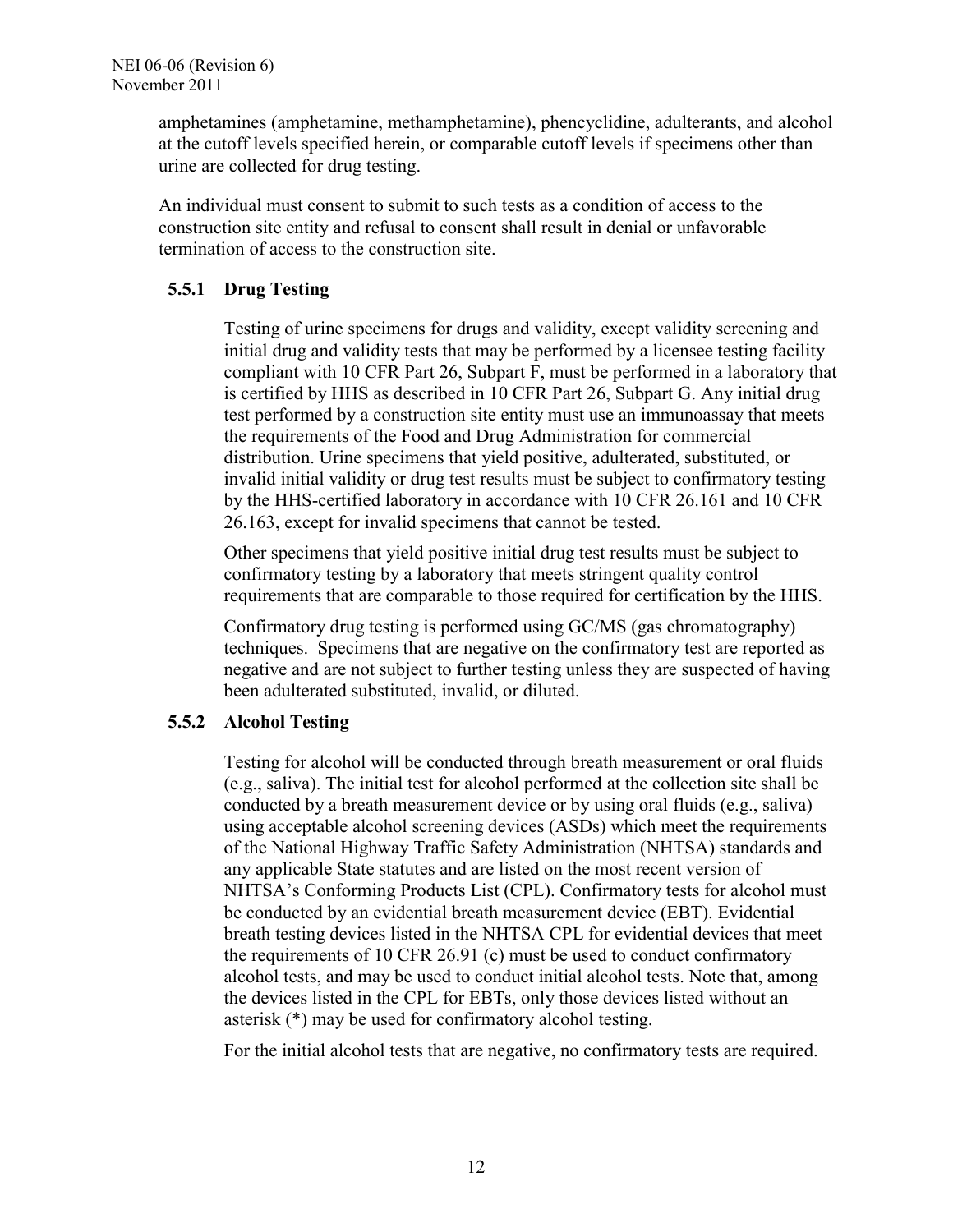amphetamines (amphetamine, methamphetamine), phencyclidine, adulterants, and alcohol at the cutoff levels specified herein, or comparable cutoff levels if specimens other than urine are collected for drug testing.

An individual must consent to submit to such tests as a condition of access to the construction site entity and refusal to consent shall result in denial or unfavorable termination of access to the construction site.

### 5.5.1 Drug Testing

Testing of urine specimens for drugs and validity, except validity screening and initial drug and validity tests that may be performed by a licensee testing facility compliant with 10 CFR Part 26, Subpart F, must be performed in a laboratory that is certified by HHS as described in 10 CFR Part 26, Subpart G. Any initial drug test performed by a construction site entity must use an immunoassay that meets the requirements of the Food and Drug Administration for commercial distribution. Urine specimens that yield positive, adulterated, substituted, or invalid initial validity or drug test results must be subject to confirmatory testing by the HHS-certified laboratory in accordance with 10 CFR 26.161 and 10 CFR 26.163, except for invalid specimens that cannot be tested.

Other specimens that yield positive initial drug test results must be subject to confirmatory testing by a laboratory that meets stringent quality control requirements that are comparable to those required for certification by the HHS.

Confirmatory drug testing is performed using GC/MS (gas chromatography) techniques. Specimens that are negative on the confirmatory test are reported as negative and are not subject to further testing unless they are suspected of having been adulterated substituted, invalid, or diluted.

### 5.5.2 Alcohol Testing

Testing for alcohol will be conducted through breath measurement or oral fluids (e.g., saliva). The initial test for alcohol performed at the collection site shall be conducted by a breath measurement device or by using oral fluids (e.g., saliva) using acceptable alcohol screening devices (ASDs) which meet the requirements of the National Highway Traffic Safety Administration (NHTSA) standards and any applicable State statutes and are listed on the most recent version of NHTSA's Conforming Products List (CPL). Confirmatory tests for alcohol must be conducted by an evidential breath measurement device (EBT). Evidential breath testing devices listed in the NHTSA CPL for evidential devices that meet the requirements of 10 CFR 26.91 (c) must be used to conduct confirmatory alcohol tests, and may be used to conduct initial alcohol tests. Note that, among the devices listed in the CPL for EBTs, only those devices listed without an asterisk (*) may be used for confirmatory alcohol testing.

For the initial alcohol tests that are negative, no confirmatory tests are required.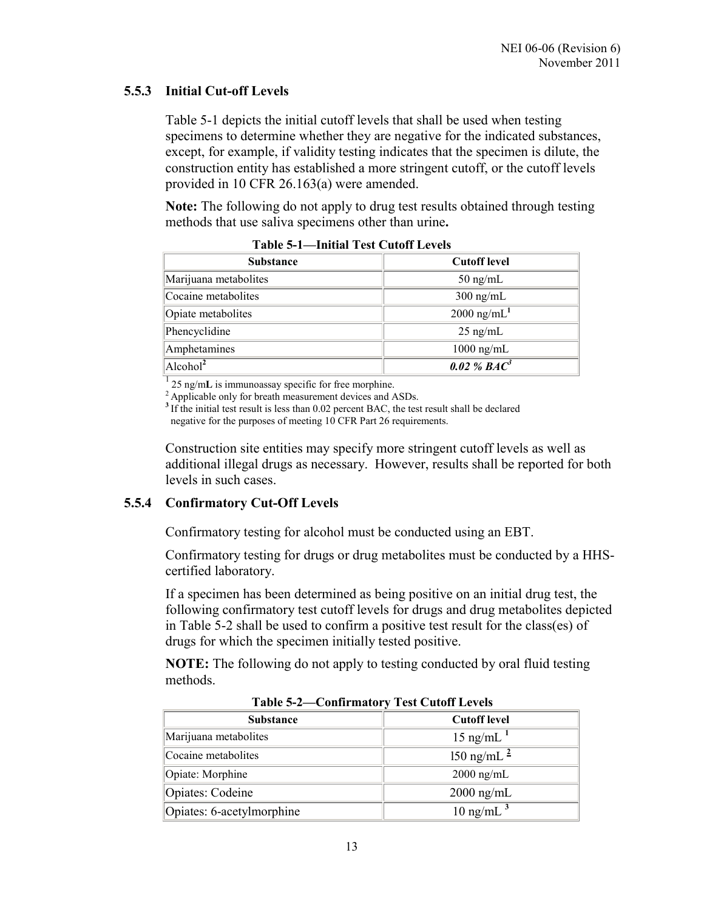### 5.5.3 Initial Cut-off Levels

Table 5-1 depicts the initial cutoff levels that shall be used when testing specimens to determine whether they are negative for the indicated substances, except, for example, if validity testing indicates that the specimen is dilute, the construction entity has established a more stringent cutoff, or the cutoff levels provided in 10 CFR 26.163(a) were amended.

**Note:** The following do not apply to drug test results obtained through testing methods that use saliva specimens other than urine**.**

**Table 5-1—Initial Test Cutoff Levels**

| Substance | Cutoff level |
|---|---|
| Marijuana metabolites | 50 ng/mL |
| Cocaine metabolites | 300 ng/mL |
| Opiate metabolites | 2000 ng/mL[1] |
| Phencyclidine | 25 ng/mL |
| Amphetamines | 1000 ng/mL |
| Alcohol[2] | ***0.02 % BAC***[3] |

[1] 25 ng/m**L** is immunoassay specific for free morphine.
[2] Applicable only for breath measurement devices and ASDs.
[3] If the initial test result is less than 0.02 percent BAC, the test result shall be declared negative for the purposes of meeting 10 CFR Part 26 requirements.

Construction site entities may specify more stringent cutoff levels as well as additional illegal drugs as necessary. However, results shall be reported for both levels in such cases.

### 5.5.4 Confirmatory Cut-Off Levels

Confirmatory testing for alcohol must be conducted using an EBT.

Confirmatory testing for drugs or drug metabolites must be conducted by a HHS-certified laboratory.

If a specimen has been determined as being positive on an initial drug test, the following confirmatory test cutoff levels for drugs and drug metabolites depicted in Table 5-2 shall be used to confirm a positive test result for the class(es) of drugs for which the specimen initially tested positive.

**NOTE:** The following do not apply to testing conducted by oral fluid testing methods.

**Table 5-2—Confirmatory Test Cutoff Levels**

| Substance | Cutoff level |
|---|---|
| Marijuana metabolites | 15 ng/mL [1] |
| Cocaine metabolites | l50 ng/mL [2] |
| Opiate: Morphine | 2000 ng/mL |
| Opiates: Codeine | 2000 ng/mL |
| Opiates: 6-acetylmorphine | 10 ng/mL [3] |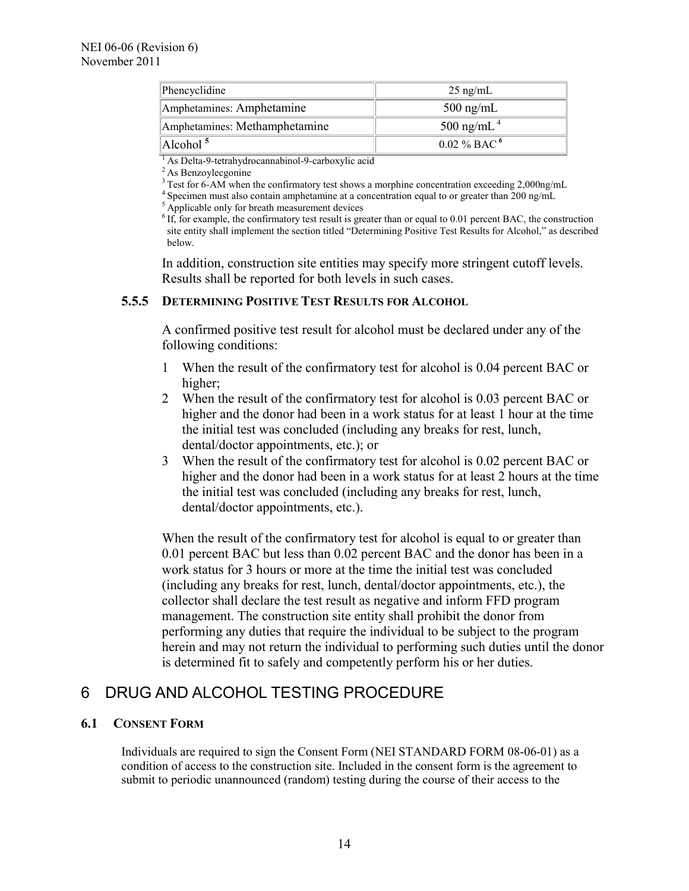| Phencyclidine | 25 ng/mL |
|---|---|
| Amphetamines: Amphetamine | 500 ng/mL |
| Amphetamines: Methamphetamine | 500 ng/mL [4] |
| Alcohol [5] | 0.02 % BAC [6] |

[1] As Delta-9-tetrahydrocannabinol-9-carboxylic acid
[2] As Benzoylecgonine
[3] Test for 6-AM when the confirmatory test shows a morphine concentration exceeding 2,000ng/mL
[4] Specimen must also contain amphetamine at a concentration equal to or greater than 200 ng/mL
[5] Applicable only for breath measurement devices
[6] If, for example, the confirmatory test result is greater than or equal to 0.01 percent BAC, the construction site entity shall implement the section titled "Determining Positive Test Results for Alcohol," as described below.

In addition, construction site entities may specify more stringent cutoff levels. Results shall be reported for both levels in such cases.

### 5.5.5 Determining Positive Test Results for Alcohol

A confirmed positive test result for alcohol must be declared under any of the following conditions:

1. When the result of the confirmatory test for alcohol is 0.04 percent BAC or higher;
2. When the result of the confirmatory test for alcohol is 0.03 percent BAC or higher and the donor had been in a work status for at least 1 hour at the time the initial test was concluded (including any breaks for rest, lunch, dental/doctor appointments, etc.); or
3. When the result of the confirmatory test for alcohol is 0.02 percent BAC or higher and the donor had been in a work status for at least 2 hours at the time the initial test was concluded (including any breaks for rest, lunch, dental/doctor appointments, etc.).

When the result of the confirmatory test for alcohol is equal to or greater than 0.01 percent BAC but less than 0.02 percent BAC and the donor has been in a work status for 3 hours or more at the time the initial test was concluded (including any breaks for rest, lunch, dental/doctor appointments, etc.), the collector shall declare the test result as negative and inform FFD program management. The construction site entity shall prohibit the donor from performing any duties that require the individual to be subject to the program herein and may not return the individual to performing such duties until the donor is determined fit to safely and competently perform his or her duties.

# 6 DRUG AND ALCOHOL TESTING PROCEDURE

### 6.1 Consent Form

Individuals are required to sign the Consent Form (NEI STANDARD FORM 08-06-01) as a condition of access to the construction site. Included in the consent form is the agreement to submit to periodic unannounced (random) testing during the course of their access to the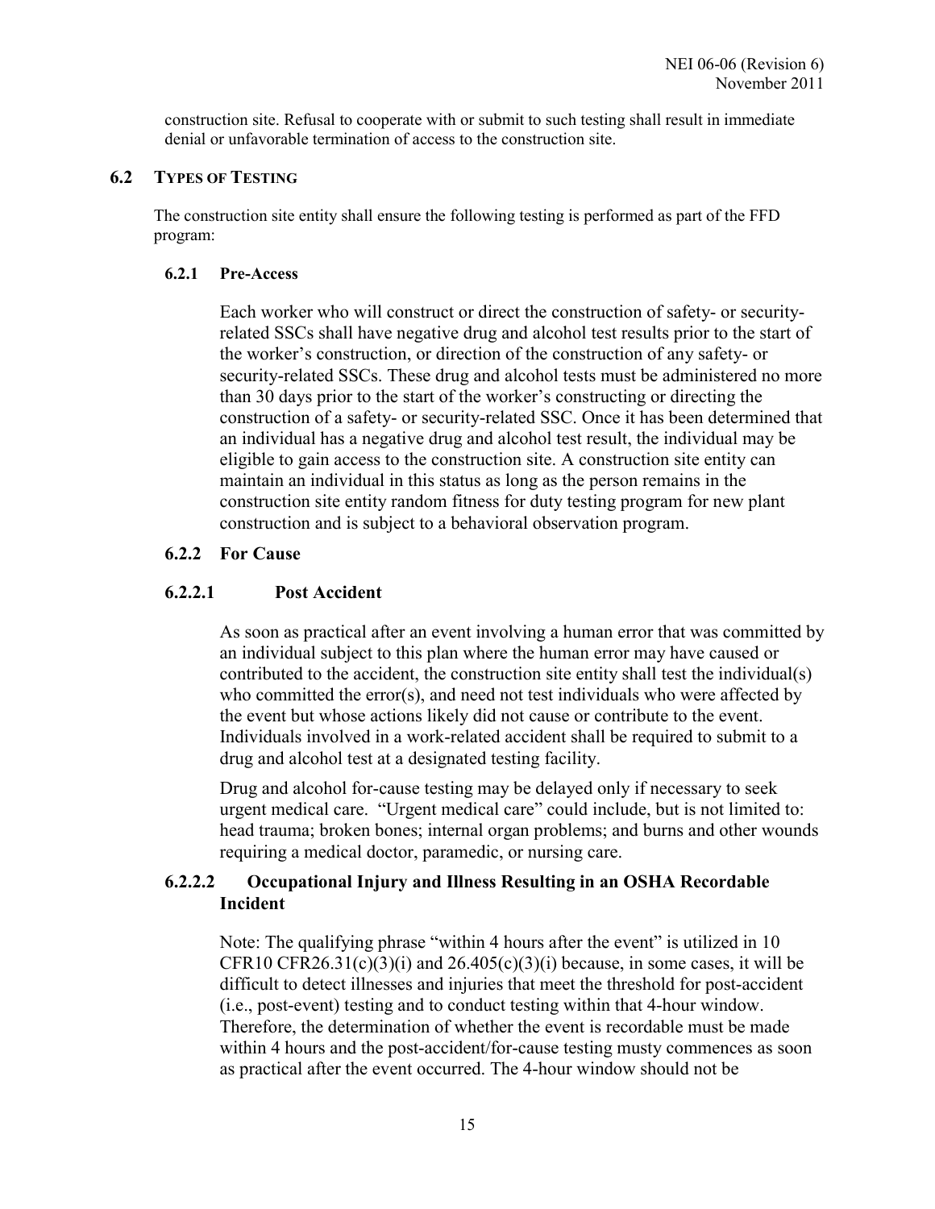construction site. Refusal to cooperate with or submit to such testing shall result in immediate denial or unfavorable termination of access to the construction site.

## 6.2 Types of Testing

The construction site entity shall ensure the following testing is performed as part of the FFD program:

### 6.2.1 Pre-Access

Each worker who will construct or direct the construction of safety- or security-related SSCs shall have negative drug and alcohol test results prior to the start of the worker's construction, or direction of the construction of any safety- or security-related SSCs. These drug and alcohol tests must be administered no more than 30 days prior to the start of the worker's constructing or directing the construction of a safety- or security-related SSC. Once it has been determined that an individual has a negative drug and alcohol test result, the individual may be eligible to gain access to the construction site. A construction site entity can maintain an individual in this status as long as the person remains in the construction site entity random fitness for duty testing program for new plant construction and is subject to a behavioral observation program.

### 6.2.2 For Cause

#### 6.2.2.1 Post Accident

As soon as practical after an event involving a human error that was committed by an individual subject to this plan where the human error may have caused or contributed to the accident, the construction site entity shall test the individual(s) who committed the error(s), and need not test individuals who were affected by the event but whose actions likely did not cause or contribute to the event. Individuals involved in a work-related accident shall be required to submit to a drug and alcohol test at a designated testing facility.

Drug and alcohol for-cause testing may be delayed only if necessary to seek urgent medical care. "Urgent medical care" could include, but is not limited to: head trauma; broken bones; internal organ problems; and burns and other wounds requiring a medical doctor, paramedic, or nursing care.

#### 6.2.2.2 Occupational Injury and Illness Resulting in an OSHA Recordable Incident

Note: The qualifying phrase "within 4 hours after the event" is utilized in 10 CFR10 CFR26.31(c)(3)(i) and 26.405(c)(3)(i) because, in some cases, it will be difficult to detect illnesses and injuries that meet the threshold for post-accident (i.e., post-event) testing and to conduct testing within that 4-hour window. Therefore, the determination of whether the event is recordable must be made within 4 hours and the post-accident/for-cause testing musty commences as soon as practical after the event occurred. The 4-hour window should not be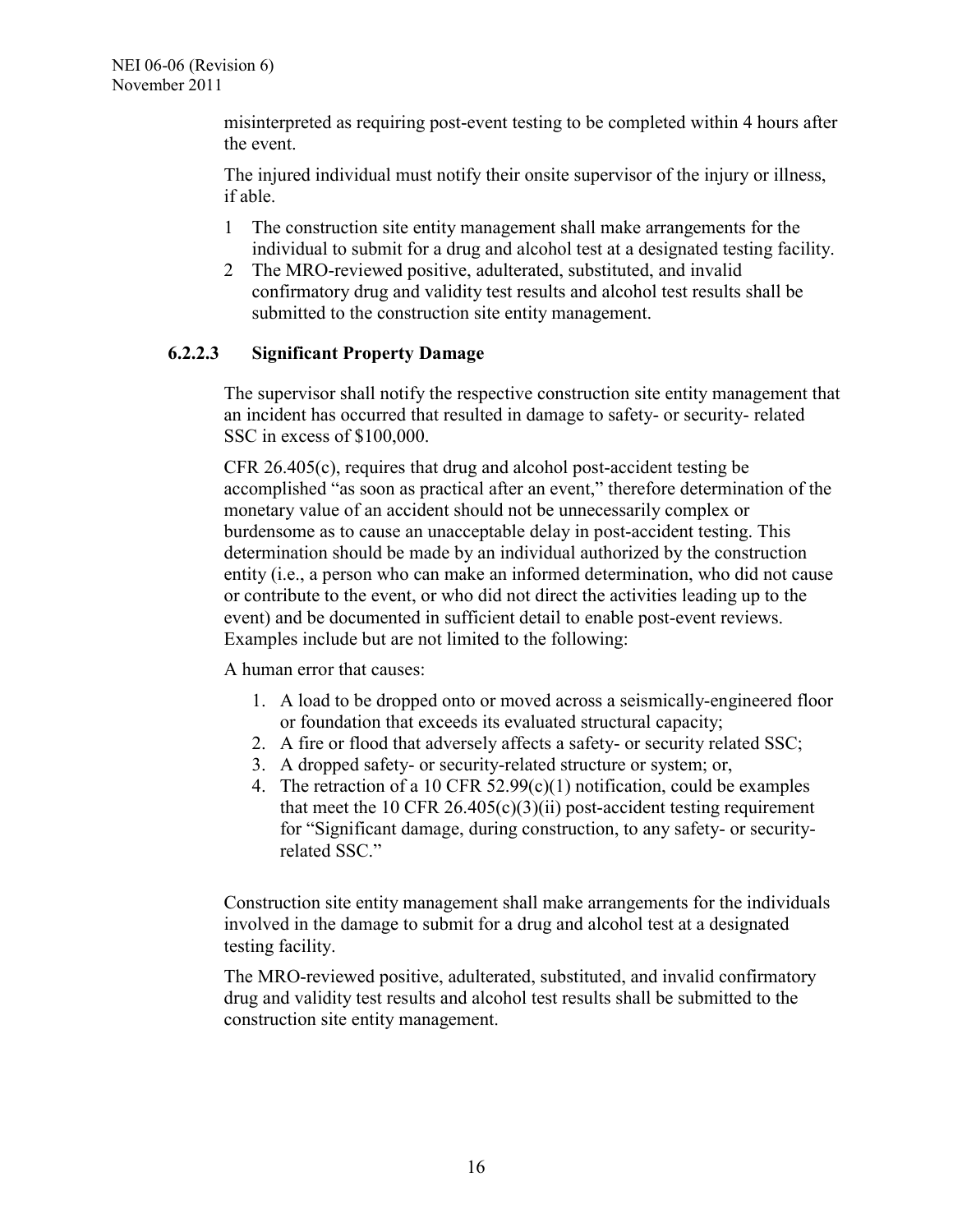misinterpreted as requiring post-event testing to be completed within 4 hours after the event.

The injured individual must notify their onsite supervisor of the injury or illness, if able.

1 The construction site entity management shall make arrangements for the individual to submit for a drug and alcohol test at a designated testing facility.
2 The MRO-reviewed positive, adulterated, substituted, and invalid confirmatory drug and validity test results and alcohol test results shall be submitted to the construction site entity management.

#### 6.2.2.3 Significant Property Damage

The supervisor shall notify the respective construction site entity management that an incident has occurred that resulted in damage to safety- or security- related SSC in excess of $100,000.

CFR 26.405(c), requires that drug and alcohol post-accident testing be accomplished "as soon as practical after an event," therefore determination of the monetary value of an accident should not be unnecessarily complex or burdensome as to cause an unacceptable delay in post-accident testing. This determination should be made by an individual authorized by the construction entity (i.e., a person who can make an informed determination, who did not cause or contribute to the event, or who did not direct the activities leading up to the event) and be documented in sufficient detail to enable post-event reviews. Examples include but are not limited to the following:

A human error that causes:

1. A load to be dropped onto or moved across a seismically-engineered floor or foundation that exceeds its evaluated structural capacity;
2. A fire or flood that adversely affects a safety- or security related SSC;
3. A dropped safety- or security-related structure or system; or,
4. The retraction of a 10 CFR 52.99(c)(1) notification, could be examples that meet the 10 CFR 26.405(c)(3)(ii) post-accident testing requirement for "Significant damage, during construction, to any safety- or security-related SSC."

Construction site entity management shall make arrangements for the individuals involved in the damage to submit for a drug and alcohol test at a designated testing facility.

The MRO-reviewed positive, adulterated, substituted, and invalid confirmatory drug and validity test results and alcohol test results shall be submitted to the construction site entity management.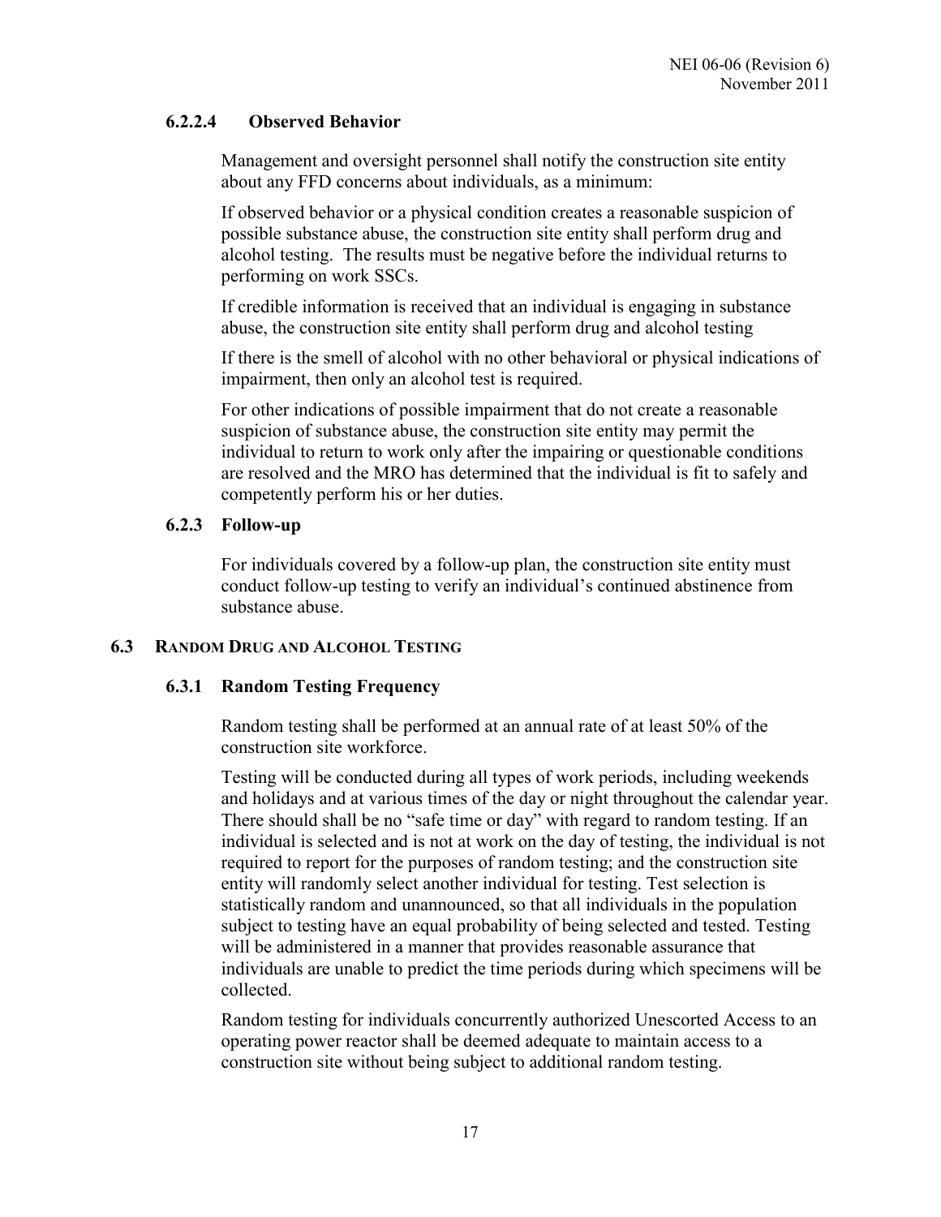#### 6.2.2.4 Observed Behavior

Management and oversight personnel shall notify the construction site entity about any FFD concerns about individuals, as a minimum:

If observed behavior or a physical condition creates a reasonable suspicion of possible substance abuse, the construction site entity shall perform drug and alcohol testing. The results must be negative before the individual returns to performing on work SSCs.

If credible information is received that an individual is engaging in substance abuse, the construction site entity shall perform drug and alcohol testing

If there is the smell of alcohol with no other behavioral or physical indications of impairment, then only an alcohol test is required.

For other indications of possible impairment that do not create a reasonable suspicion of substance abuse, the construction site entity may permit the individual to return to work only after the impairing or questionable conditions are resolved and the MRO has determined that the individual is fit to safely and competently perform his or her duties.

### 6.2.3 Follow-up

For individuals covered by a follow-up plan, the construction site entity must conduct follow-up testing to verify an individual's continued abstinence from substance abuse.

## 6.3 Random Drug and Alcohol Testing

### 6.3.1 Random Testing Frequency

Random testing shall be performed at an annual rate of at least 50% of the construction site workforce.

Testing will be conducted during all types of work periods, including weekends and holidays and at various times of the day or night throughout the calendar year. There should shall be no "safe time or day" with regard to random testing. If an individual is selected and is not at work on the day of testing, the individual is not required to report for the purposes of random testing; and the construction site entity will randomly select another individual for testing. Test selection is statistically random and unannounced, so that all individuals in the population subject to testing have an equal probability of being selected and tested. Testing will be administered in a manner that provides reasonable assurance that individuals are unable to predict the time periods during which specimens will be collected.

Random testing for individuals concurrently authorized Unescorted Access to an operating power reactor shall be deemed adequate to maintain access to a construction site without being subject to additional random testing.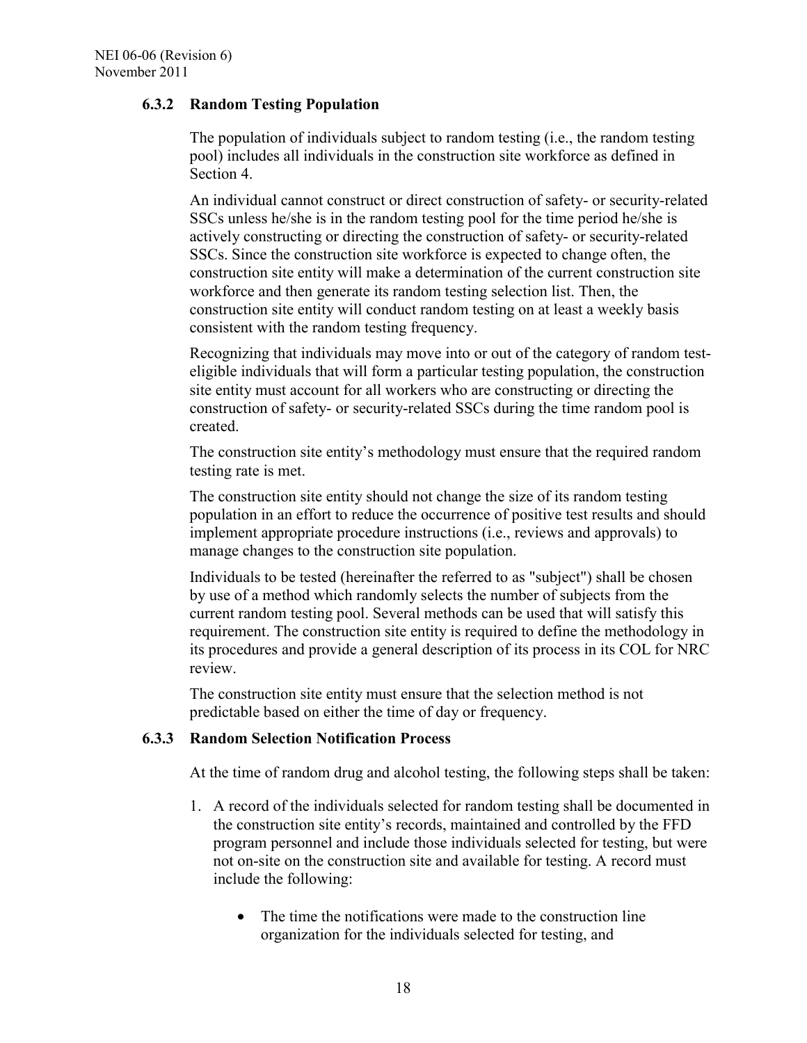### 6.3.2 Random Testing Population

The population of individuals subject to random testing (i.e., the random testing pool) includes all individuals in the construction site workforce as defined in Section 4.

An individual cannot construct or direct construction of safety- or security-related SSCs unless he/she is in the random testing pool for the time period he/she is actively constructing or directing the construction of safety- or security-related SSCs. Since the construction site workforce is expected to change often, the construction site entity will make a determination of the current construction site workforce and then generate its random testing selection list. Then, the construction site entity will conduct random testing on at least a weekly basis consistent with the random testing frequency.

Recognizing that individuals may move into or out of the category of random test-eligible individuals that will form a particular testing population, the construction site entity must account for all workers who are constructing or directing the construction of safety- or security-related SSCs during the time random pool is created.

The construction site entity's methodology must ensure that the required random testing rate is met.

The construction site entity should not change the size of its random testing population in an effort to reduce the occurrence of positive test results and should implement appropriate procedure instructions (i.e., reviews and approvals) to manage changes to the construction site population.

Individuals to be tested (hereinafter the referred to as "subject") shall be chosen by use of a method which randomly selects the number of subjects from the current random testing pool. Several methods can be used that will satisfy this requirement. The construction site entity is required to define the methodology in its procedures and provide a general description of its process in its COL for NRC review.

The construction site entity must ensure that the selection method is not predictable based on either the time of day or frequency.

### 6.3.3 Random Selection Notification Process

At the time of random drug and alcohol testing, the following steps shall be taken:

1. A record of the individuals selected for random testing shall be documented in the construction site entity's records, maintained and controlled by the FFD program personnel and include those individuals selected for testing, but were not on-site on the construction site and available for testing. A record must include the following:

   - The time the notifications were made to the construction line organization for the individuals selected for testing, and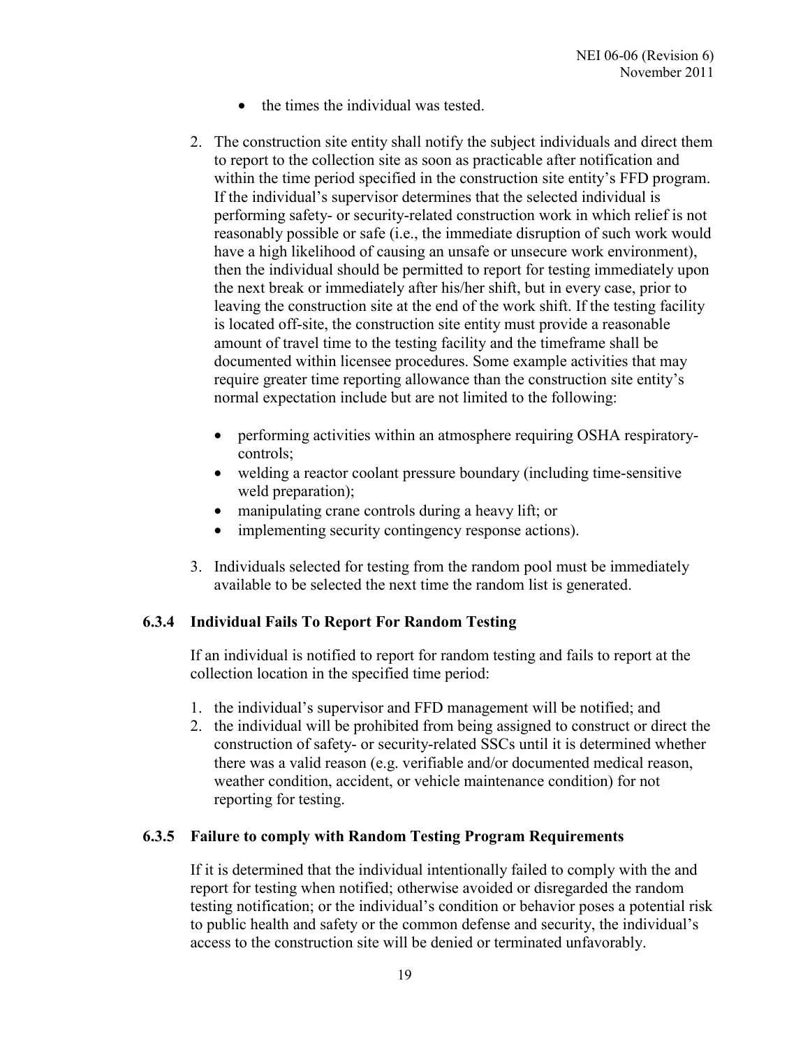- the times the individual was tested.

2. The construction site entity shall notify the subject individuals and direct them to report to the collection site as soon as practicable after notification and within the time period specified in the construction site entity's FFD program. If the individual's supervisor determines that the selected individual is performing safety- or security-related construction work in which relief is not reasonably possible or safe (i.e., the immediate disruption of such work would have a high likelihood of causing an unsafe or unsecure work environment), then the individual should be permitted to report for testing immediately upon the next break or immediately after his/her shift, but in every case, prior to leaving the construction site at the end of the work shift. If the testing facility is located off-site, the construction site entity must provide a reasonable amount of travel time to the testing facility and the timeframe shall be documented within licensee procedures. Some example activities that may require greater time reporting allowance than the construction site entity's normal expectation include but are not limited to the following:

   - performing activities within an atmosphere requiring OSHA respiratory-controls;
   - welding a reactor coolant pressure boundary (including time-sensitive weld preparation);
   - manipulating crane controls during a heavy lift; or
   - implementing security contingency response actions).

3. Individuals selected for testing from the random pool must be immediately available to be selected the next time the random list is generated.

### 6.3.4 Individual Fails To Report For Random Testing

If an individual is notified to report for random testing and fails to report at the collection location in the specified time period:

1. the individual's supervisor and FFD management will be notified; and
2. the individual will be prohibited from being assigned to construct or direct the construction of safety- or security-related SSCs until it is determined whether there was a valid reason (e.g. verifiable and/or documented medical reason, weather condition, accident, or vehicle maintenance condition) for not reporting for testing.

### 6.3.5 Failure to comply with Random Testing Program Requirements

If it is determined that the individual intentionally failed to comply with the and report for testing when notified; otherwise avoided or disregarded the random testing notification; or the individual's condition or behavior poses a potential risk to public health and safety or the common defense and security, the individual's access to the construction site will be denied or terminated unfavorably.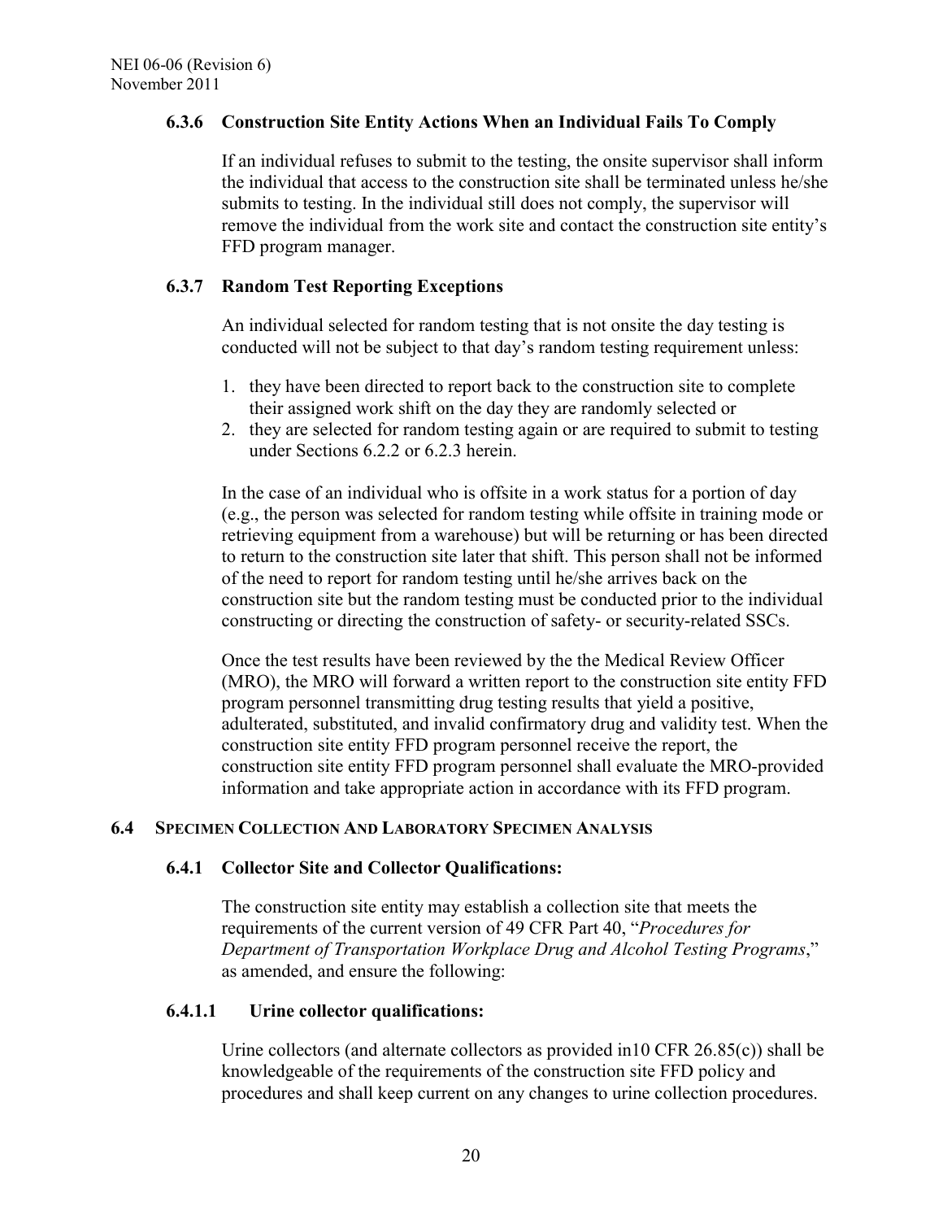### 6.3.6 Construction Site Entity Actions When an Individual Fails To Comply

If an individual refuses to submit to the testing, the onsite supervisor shall inform the individual that access to the construction site shall be terminated unless he/she submits to testing. In the individual still does not comply, the supervisor will remove the individual from the work site and contact the construction site entity's FFD program manager.

### 6.3.7 Random Test Reporting Exceptions

An individual selected for random testing that is not onsite the day testing is conducted will not be subject to that day's random testing requirement unless:

1. they have been directed to report back to the construction site to complete their assigned work shift on the day they are randomly selected or
2. they are selected for random testing again or are required to submit to testing under Sections 6.2.2 or 6.2.3 herein.

In the case of an individual who is offsite in a work status for a portion of day (e.g., the person was selected for random testing while offsite in training mode or retrieving equipment from a warehouse) but will be returning or has been directed to return to the construction site later that shift. This person shall not be informed of the need to report for random testing until he/she arrives back on the construction site but the random testing must be conducted prior to the individual constructing or directing the construction of safety- or security-related SSCs.

Once the test results have been reviewed by the the Medical Review Officer (MRO), the MRO will forward a written report to the construction site entity FFD program personnel transmitting drug testing results that yield a positive, adulterated, substituted, and invalid confirmatory drug and validity test. When the construction site entity FFD program personnel receive the report, the construction site entity FFD program personnel shall evaluate the MRO-provided information and take appropriate action in accordance with its FFD program.

## 6.4 Specimen Collection And Laboratory Specimen Analysis

### 6.4.1 Collector Site and Collector Qualifications:

The construction site entity may establish a collection site that meets the requirements of the current version of 49 CFR Part 40, "*Procedures for Department of Transportation Workplace Drug and Alcohol Testing Programs*," as amended, and ensure the following:

#### 6.4.1.1 Urine collector qualifications:

Urine collectors (and alternate collectors as provided in10 CFR 26.85(c)) shall be knowledgeable of the requirements of the construction site FFD policy and procedures and shall keep current on any changes to urine collection procedures.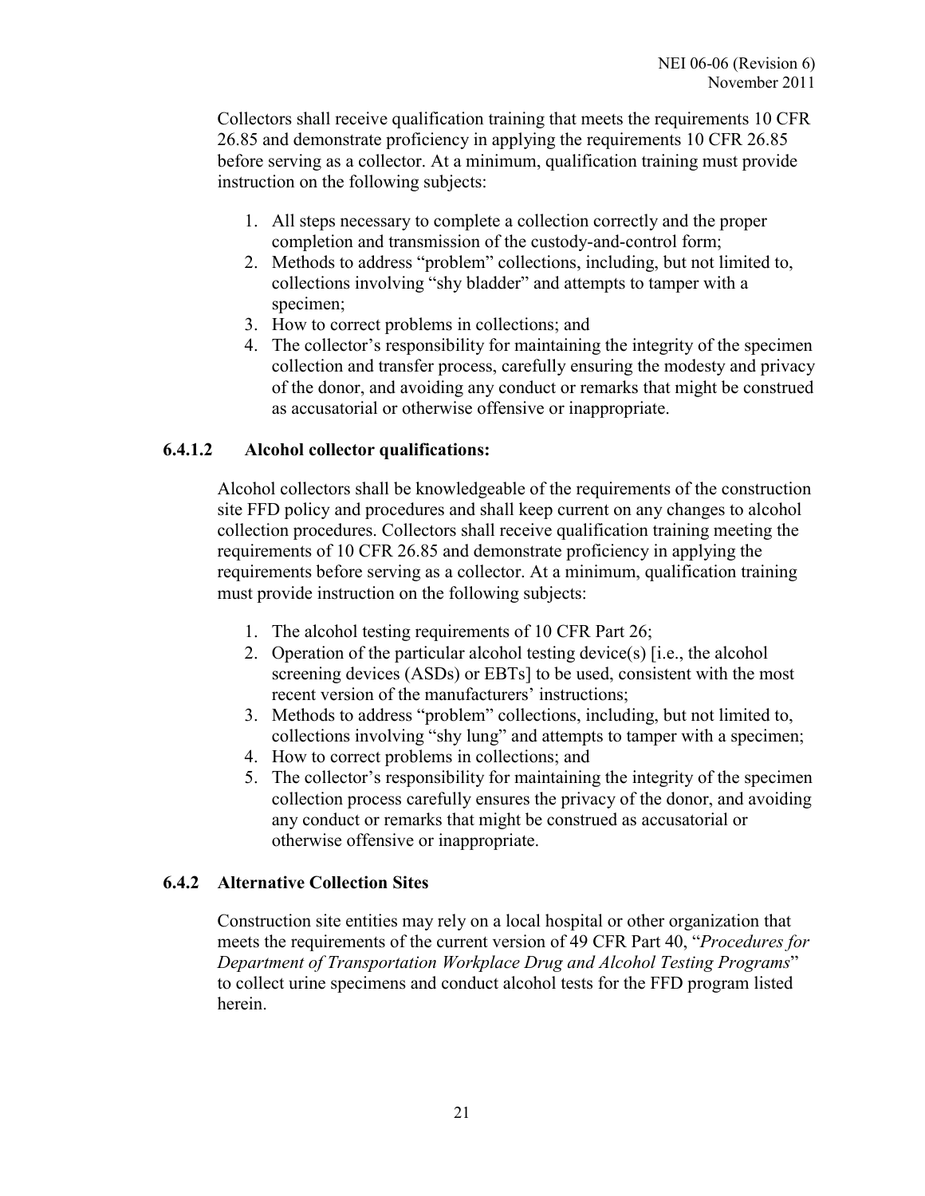Collectors shall receive qualification training that meets the requirements 10 CFR 26.85 and demonstrate proficiency in applying the requirements 10 CFR 26.85 before serving as a collector. At a minimum, qualification training must provide instruction on the following subjects:

1. All steps necessary to complete a collection correctly and the proper completion and transmission of the custody-and-control form;
2. Methods to address "problem" collections, including, but not limited to, collections involving "shy bladder" and attempts to tamper with a specimen;
3. How to correct problems in collections; and
4. The collector's responsibility for maintaining the integrity of the specimen collection and transfer process, carefully ensuring the modesty and privacy of the donor, and avoiding any conduct or remarks that might be construed as accusatorial or otherwise offensive or inappropriate.

#### 6.4.1.2 Alcohol collector qualifications:

Alcohol collectors shall be knowledgeable of the requirements of the construction site FFD policy and procedures and shall keep current on any changes to alcohol collection procedures. Collectors shall receive qualification training meeting the requirements of 10 CFR 26.85 and demonstrate proficiency in applying the requirements before serving as a collector. At a minimum, qualification training must provide instruction on the following subjects:

1. The alcohol testing requirements of 10 CFR Part 26;
2. Operation of the particular alcohol testing device(s) [i.e., the alcohol screening devices (ASDs) or EBTs] to be used, consistent with the most recent version of the manufacturers' instructions;
3. Methods to address "problem" collections, including, but not limited to, collections involving "shy lung" and attempts to tamper with a specimen;
4. How to correct problems in collections; and
5. The collector's responsibility for maintaining the integrity of the specimen collection process carefully ensures the privacy of the donor, and avoiding any conduct or remarks that might be construed as accusatorial or otherwise offensive or inappropriate.

### 6.4.2 Alternative Collection Sites

Construction site entities may rely on a local hospital or other organization that meets the requirements of the current version of 49 CFR Part 40, "*Procedures for Department of Transportation Workplace Drug and Alcohol Testing Programs*" to collect urine specimens and conduct alcohol tests for the FFD program listed herein.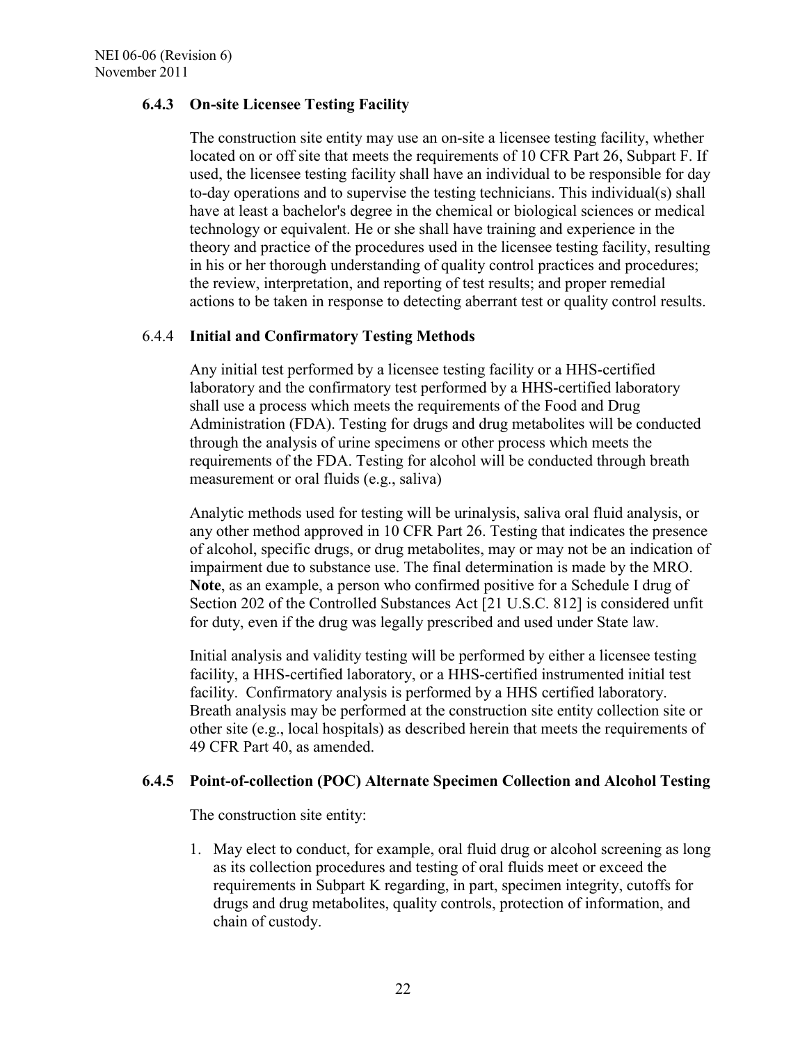### 6.4.3 On-site Licensee Testing Facility

The construction site entity may use an on-site a licensee testing facility, whether located on or off site that meets the requirements of 10 CFR Part 26, Subpart F. If used, the licensee testing facility shall have an individual to be responsible for day to-day operations and to supervise the testing technicians. This individual(s) shall have at least a bachelor's degree in the chemical or biological sciences or medical technology or equivalent. He or she shall have training and experience in the theory and practice of the procedures used in the licensee testing facility, resulting in his or her thorough understanding of quality control practices and procedures; the review, interpretation, and reporting of test results; and proper remedial actions to be taken in response to detecting aberrant test or quality control results.

### 6.4.4 Initial and Confirmatory Testing Methods

Any initial test performed by a licensee testing facility or a HHS-certified laboratory and the confirmatory test performed by a HHS-certified laboratory shall use a process which meets the requirements of the Food and Drug Administration (FDA). Testing for drugs and drug metabolites will be conducted through the analysis of urine specimens or other process which meets the requirements of the FDA. Testing for alcohol will be conducted through breath measurement or oral fluids (e.g., saliva)

Analytic methods used for testing will be urinalysis, saliva oral fluid analysis, or any other method approved in 10 CFR Part 26. Testing that indicates the presence of alcohol, specific drugs, or drug metabolites, may or may not be an indication of impairment due to substance use. The final determination is made by the MRO. **Note**, as an example, a person who confirmed positive for a Schedule I drug of Section 202 of the Controlled Substances Act [21 U.S.C. 812] is considered unfit for duty, even if the drug was legally prescribed and used under State law.

Initial analysis and validity testing will be performed by either a licensee testing facility, a HHS-certified laboratory, or a HHS-certified instrumented initial test facility. Confirmatory analysis is performed by a HHS certified laboratory. Breath analysis may be performed at the construction site entity collection site or other site (e.g., local hospitals) as described herein that meets the requirements of 49 CFR Part 40, as amended.

### 6.4.5 Point-of-collection (POC) Alternate Specimen Collection and Alcohol Testing

The construction site entity:

1. May elect to conduct, for example, oral fluid drug or alcohol screening as long as its collection procedures and testing of oral fluids meet or exceed the requirements in Subpart K regarding, in part, specimen integrity, cutoffs for drugs and drug metabolites, quality controls, protection of information, and chain of custody.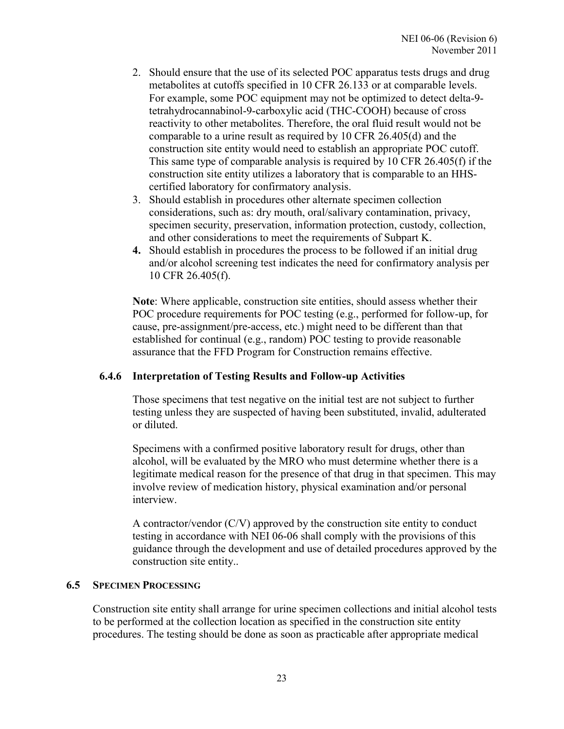2. Should ensure that the use of its selected POC apparatus tests drugs and drug metabolites at cutoffs specified in 10 CFR 26.133 or at comparable levels. For example, some POC equipment may not be optimized to detect delta-9-tetrahydrocannabinol-9-carboxylic acid (THC-COOH) because of cross reactivity to other metabolites. Therefore, the oral fluid result would not be comparable to a urine result as required by 10 CFR 26.405(d) and the construction site entity would need to establish an appropriate POC cutoff. This same type of comparable analysis is required by 10 CFR 26.405(f) if the construction site entity utilizes a laboratory that is comparable to an HHS-certified laboratory for confirmatory analysis.
3. Should establish in procedures other alternate specimen collection considerations, such as: dry mouth, oral/salivary contamination, privacy, specimen security, preservation, information protection, custody, collection, and other considerations to meet the requirements of Subpart K.
4. Should establish in procedures the process to be followed if an initial drug and/or alcohol screening test indicates the need for confirmatory analysis per 10 CFR 26.405(f).

**Note**: Where applicable, construction site entities, should assess whether their POC procedure requirements for POC testing (e.g., performed for follow-up, for cause, pre-assignment/pre-access, etc.) might need to be different than that established for continual (e.g., random) POC testing to provide reasonable assurance that the FFD Program for Construction remains effective.

### 6.4.6 Interpretation of Testing Results and Follow-up Activities

Those specimens that test negative on the initial test are not subject to further testing unless they are suspected of having been substituted, invalid, adulterated or diluted.

Specimens with a confirmed positive laboratory result for drugs, other than alcohol, will be evaluated by the MRO who must determine whether there is a legitimate medical reason for the presence of that drug in that specimen. This may involve review of medication history, physical examination and/or personal interview.

A contractor/vendor (C/V) approved by the construction site entity to conduct testing in accordance with NEI 06-06 shall comply with the provisions of this guidance through the development and use of detailed procedures approved by the construction site entity..

## 6.5 Specimen Processing

Construction site entity shall arrange for urine specimen collections and initial alcohol tests to be performed at the collection location as specified in the construction site entity procedures. The testing should be done as soon as practicable after appropriate medical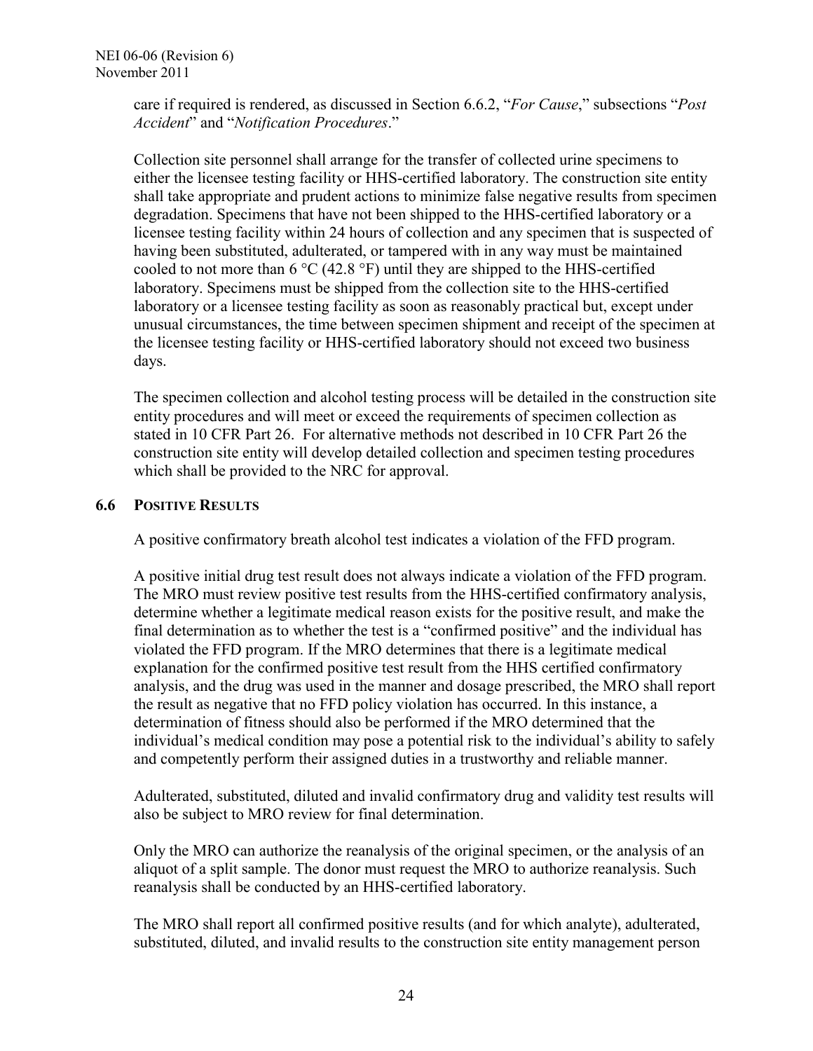care if required is rendered, as discussed in Section 6.6.2, "*For Cause*," subsections "*Post Accident*" and "*Notification Procedures*."

Collection site personnel shall arrange for the transfer of collected urine specimens to either the licensee testing facility or HHS-certified laboratory. The construction site entity shall take appropriate and prudent actions to minimize false negative results from specimen degradation. Specimens that have not been shipped to the HHS-certified laboratory or a licensee testing facility within 24 hours of collection and any specimen that is suspected of having been substituted, adulterated, or tampered with in any way must be maintained cooled to not more than 6 °C (42.8 °F) until they are shipped to the HHS-certified laboratory. Specimens must be shipped from the collection site to the HHS-certified laboratory or a licensee testing facility as soon as reasonably practical but, except under unusual circumstances, the time between specimen shipment and receipt of the specimen at the licensee testing facility or HHS-certified laboratory should not exceed two business days.

The specimen collection and alcohol testing process will be detailed in the construction site entity procedures and will meet or exceed the requirements of specimen collection as stated in 10 CFR Part 26. For alternative methods not described in 10 CFR Part 26 the construction site entity will develop detailed collection and specimen testing procedures which shall be provided to the NRC for approval.

## 6.6 POSITIVE RESULTS

A positive confirmatory breath alcohol test indicates a violation of the FFD program.

A positive initial drug test result does not always indicate a violation of the FFD program. The MRO must review positive test results from the HHS-certified confirmatory analysis, determine whether a legitimate medical reason exists for the positive result, and make the final determination as to whether the test is a "confirmed positive" and the individual has violated the FFD program. If the MRO determines that there is a legitimate medical explanation for the confirmed positive test result from the HHS certified confirmatory analysis, and the drug was used in the manner and dosage prescribed, the MRO shall report the result as negative that no FFD policy violation has occurred. In this instance, a determination of fitness should also be performed if the MRO determined that the individual's medical condition may pose a potential risk to the individual's ability to safely and competently perform their assigned duties in a trustworthy and reliable manner.

Adulterated, substituted, diluted and invalid confirmatory drug and validity test results will also be subject to MRO review for final determination.

Only the MRO can authorize the reanalysis of the original specimen, or the analysis of an aliquot of a split sample. The donor must request the MRO to authorize reanalysis. Such reanalysis shall be conducted by an HHS-certified laboratory.

The MRO shall report all confirmed positive results (and for which analyte), adulterated, substituted, diluted, and invalid results to the construction site entity management person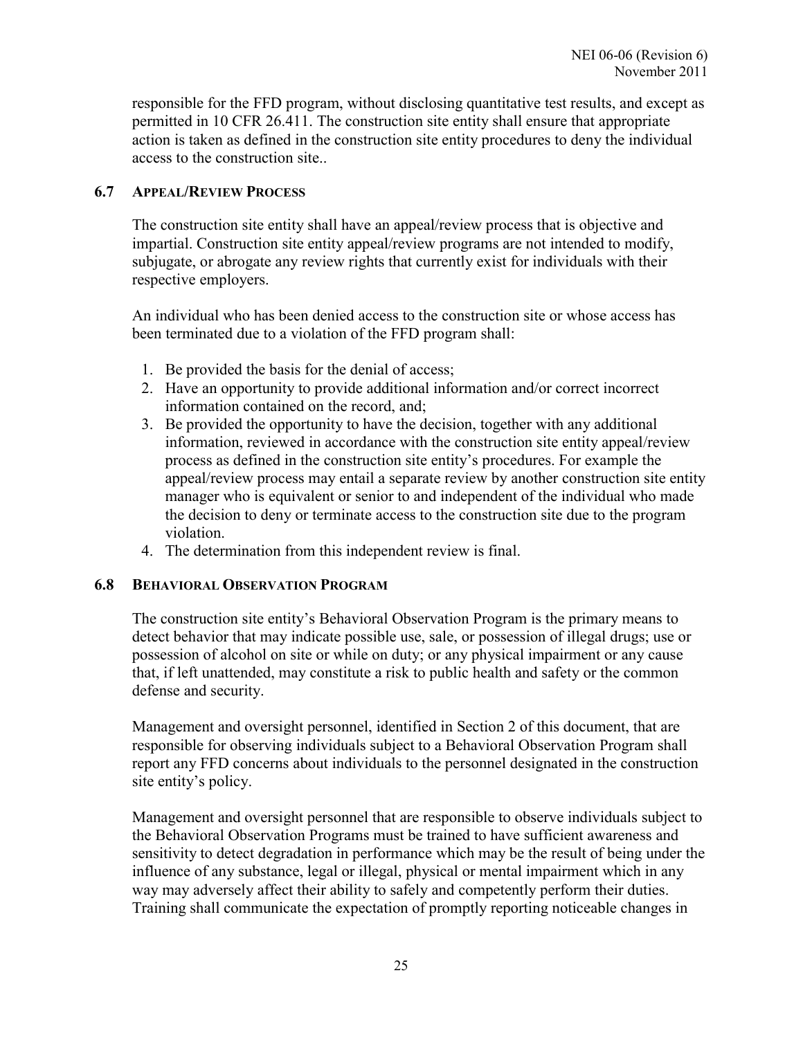responsible for the FFD program, without disclosing quantitative test results, and except as permitted in 10 CFR 26.411. The construction site entity shall ensure that appropriate action is taken as defined in the construction site entity procedures to deny the individual access to the construction site..

### 6.7 APPEAL/REVIEW PROCESS

The construction site entity shall have an appeal/review process that is objective and impartial. Construction site entity appeal/review programs are not intended to modify, subjugate, or abrogate any review rights that currently exist for individuals with their respective employers.

An individual who has been denied access to the construction site or whose access has been terminated due to a violation of the FFD program shall:

1. Be provided the basis for the denial of access;
2. Have an opportunity to provide additional information and/or correct incorrect information contained on the record, and;
3. Be provided the opportunity to have the decision, together with any additional information, reviewed in accordance with the construction site entity appeal/review process as defined in the construction site entity's procedures. For example the appeal/review process may entail a separate review by another construction site entity manager who is equivalent or senior to and independent of the individual who made the decision to deny or terminate access to the construction site due to the program violation.
4. The determination from this independent review is final.

### 6.8 BEHAVIORAL OBSERVATION PROGRAM

The construction site entity's Behavioral Observation Program is the primary means to detect behavior that may indicate possible use, sale, or possession of illegal drugs; use or possession of alcohol on site or while on duty; or any physical impairment or any cause that, if left unattended, may constitute a risk to public health and safety or the common defense and security.

Management and oversight personnel, identified in Section 2 of this document, that are responsible for observing individuals subject to a Behavioral Observation Program shall report any FFD concerns about individuals to the personnel designated in the construction site entity's policy.

Management and oversight personnel that are responsible to observe individuals subject to the Behavioral Observation Programs must be trained to have sufficient awareness and sensitivity to detect degradation in performance which may be the result of being under the influence of any substance, legal or illegal, physical or mental impairment which in any way may adversely affect their ability to safely and competently perform their duties. Training shall communicate the expectation of promptly reporting noticeable changes in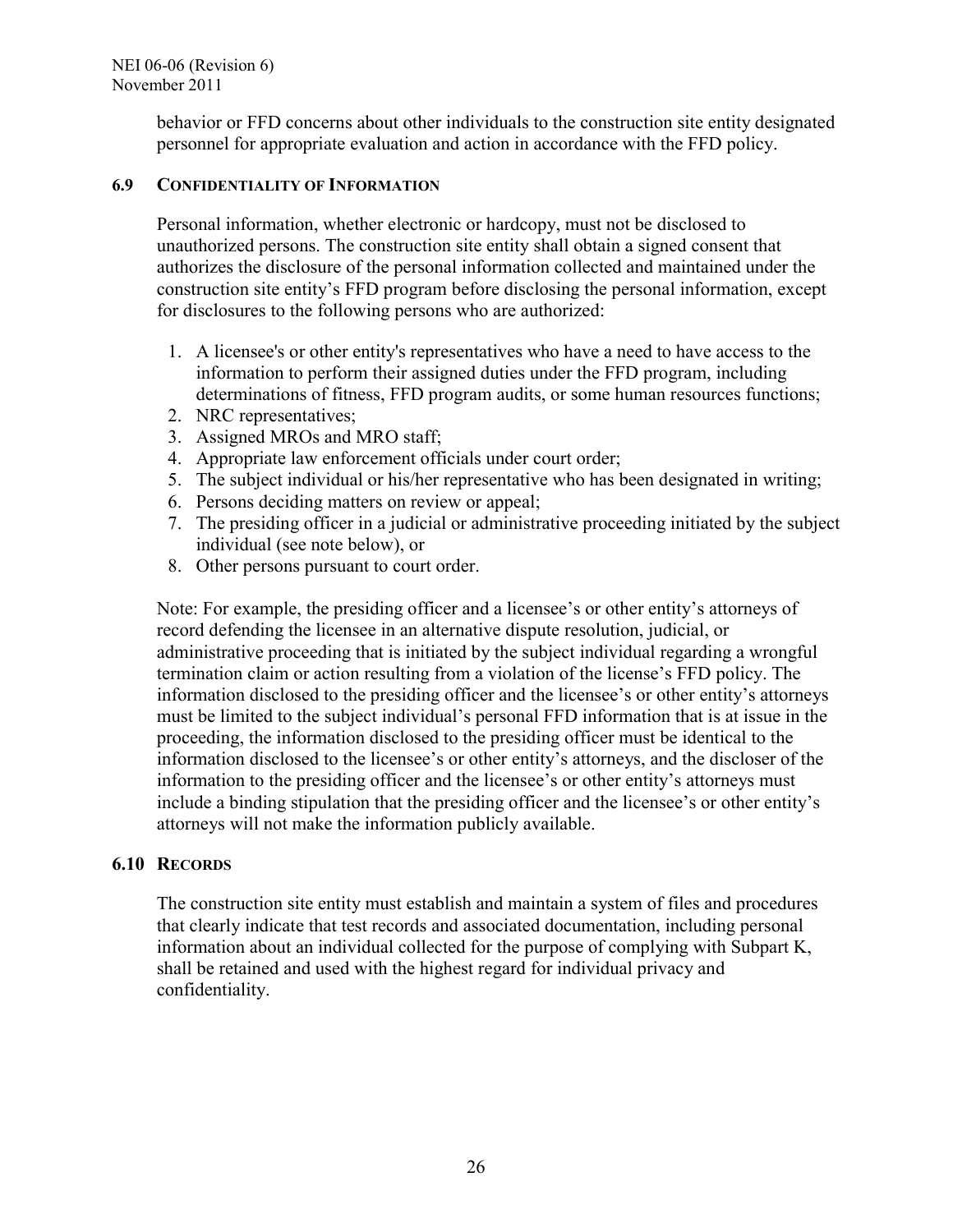behavior or FFD concerns about other individuals to the construction site entity designated personnel for appropriate evaluation and action in accordance with the FFD policy.

### 6.9 CONFIDENTIALITY OF INFORMATION

Personal information, whether electronic or hardcopy, must not be disclosed to unauthorized persons. The construction site entity shall obtain a signed consent that authorizes the disclosure of the personal information collected and maintained under the construction site entity's FFD program before disclosing the personal information, except for disclosures to the following persons who are authorized:

1. A licensee's or other entity's representatives who have a need to have access to the information to perform their assigned duties under the FFD program, including determinations of fitness, FFD program audits, or some human resources functions;
2. NRC representatives;
3. Assigned MROs and MRO staff;
4. Appropriate law enforcement officials under court order;
5. The subject individual or his/her representative who has been designated in writing;
6. Persons deciding matters on review or appeal;
7. The presiding officer in a judicial or administrative proceeding initiated by the subject individual (see note below), or
8. Other persons pursuant to court order.

Note: For example, the presiding officer and a licensee's or other entity's attorneys of record defending the licensee in an alternative dispute resolution, judicial, or administrative proceeding that is initiated by the subject individual regarding a wrongful termination claim or action resulting from a violation of the license's FFD policy. The information disclosed to the presiding officer and the licensee's or other entity's attorneys must be limited to the subject individual's personal FFD information that is at issue in the proceeding, the information disclosed to the presiding officer must be identical to the information disclosed to the licensee's or other entity's attorneys, and the discloser of the information to the presiding officer and the licensee's or other entity's attorneys must include a binding stipulation that the presiding officer and the licensee's or other entity's attorneys will not make the information publicly available.

### 6.10 RECORDS

The construction site entity must establish and maintain a system of files and procedures that clearly indicate that test records and associated documentation, including personal information about an individual collected for the purpose of complying with Subpart K, shall be retained and used with the highest regard for individual privacy and confidentiality.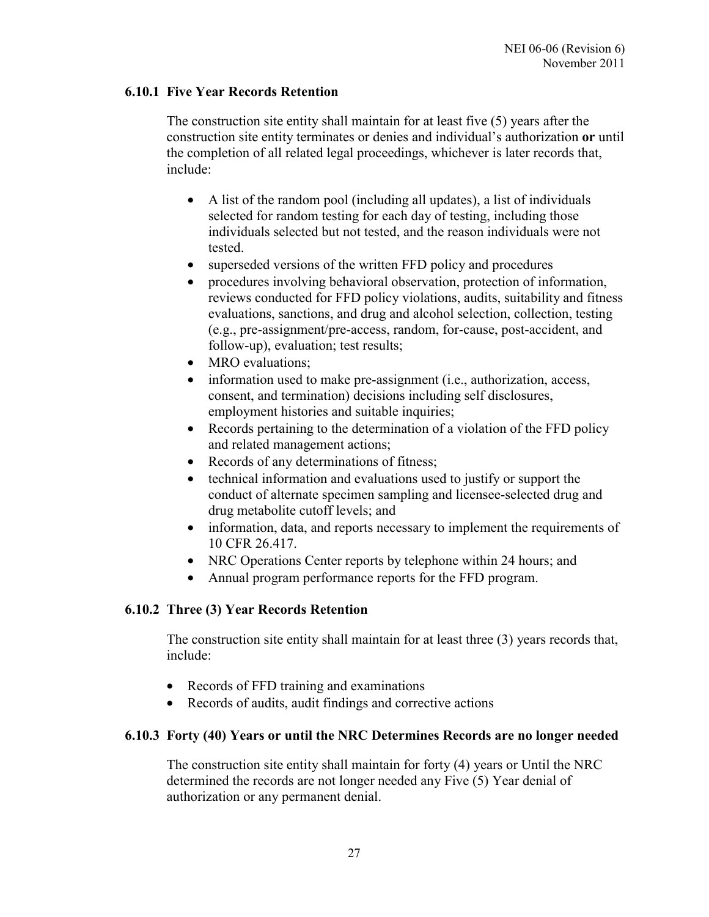### 6.10.1 Five Year Records Retention

The construction site entity shall maintain for at least five (5) years after the construction site entity terminates or denies and individual's authorization **or** until the completion of all related legal proceedings, whichever is later records that, include:

- A list of the random pool (including all updates), a list of individuals selected for random testing for each day of testing, including those individuals selected but not tested, and the reason individuals were not tested.
- superseded versions of the written FFD policy and procedures
- procedures involving behavioral observation, protection of information, reviews conducted for FFD policy violations, audits, suitability and fitness evaluations, sanctions, and drug and alcohol selection, collection, testing (e.g., pre-assignment/pre-access, random, for-cause, post-accident, and follow-up), evaluation; test results;
- MRO evaluations;
- information used to make pre-assignment (i.e., authorization, access, consent, and termination) decisions including self disclosures, employment histories and suitable inquiries;
- Records pertaining to the determination of a violation of the FFD policy and related management actions;
- Records of any determinations of fitness;
- technical information and evaluations used to justify or support the conduct of alternate specimen sampling and licensee-selected drug and drug metabolite cutoff levels; and
- information, data, and reports necessary to implement the requirements of 10 CFR 26.417.
- NRC Operations Center reports by telephone within 24 hours; and
- Annual program performance reports for the FFD program.

### 6.10.2 Three (3) Year Records Retention

The construction site entity shall maintain for at least three (3) years records that, include:

- Records of FFD training and examinations
- Records of audits, audit findings and corrective actions

### 6.10.3 Forty (40) Years or until the NRC Determines Records are no longer needed

The construction site entity shall maintain for forty (4) years or Until the NRC determined the records are not longer needed any Five (5) Year denial of authorization or any permanent denial.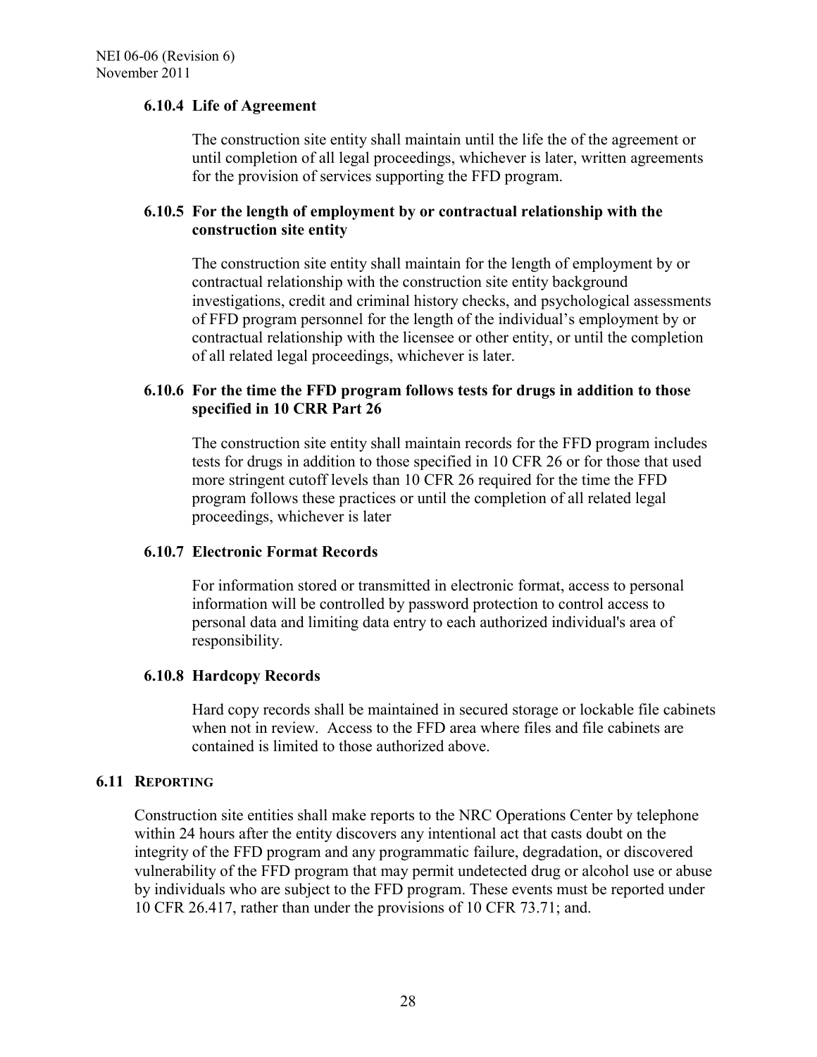### 6.10.4 Life of Agreement

The construction site entity shall maintain until the life the of the agreement or until completion of all legal proceedings, whichever is later, written agreements for the provision of services supporting the FFD program.

### 6.10.5 For the length of employment by or contractual relationship with the construction site entity

The construction site entity shall maintain for the length of employment by or contractual relationship with the construction site entity background investigations, credit and criminal history checks, and psychological assessments of FFD program personnel for the length of the individual's employment by or contractual relationship with the licensee or other entity, or until the completion of all related legal proceedings, whichever is later.

### 6.10.6 For the time the FFD program follows tests for drugs in addition to those specified in 10 CRR Part 26

The construction site entity shall maintain records for the FFD program includes tests for drugs in addition to those specified in 10 CFR 26 or for those that used more stringent cutoff levels than 10 CFR 26 required for the time the FFD program follows these practices or until the completion of all related legal proceedings, whichever is later

### 6.10.7 Electronic Format Records

For information stored or transmitted in electronic format, access to personal information will be controlled by password protection to control access to personal data and limiting data entry to each authorized individual's area of responsibility.

### 6.10.8 Hardcopy Records

Hard copy records shall be maintained in secured storage or lockable file cabinets when not in review. Access to the FFD area where files and file cabinets are contained is limited to those authorized above.

## 6.11 Reporting

Construction site entities shall make reports to the NRC Operations Center by telephone within 24 hours after the entity discovers any intentional act that casts doubt on the integrity of the FFD program and any programmatic failure, degradation, or discovered vulnerability of the FFD program that may permit undetected drug or alcohol use or abuse by individuals who are subject to the FFD program. These events must be reported under 10 CFR 26.417, rather than under the provisions of 10 CFR 73.71; and.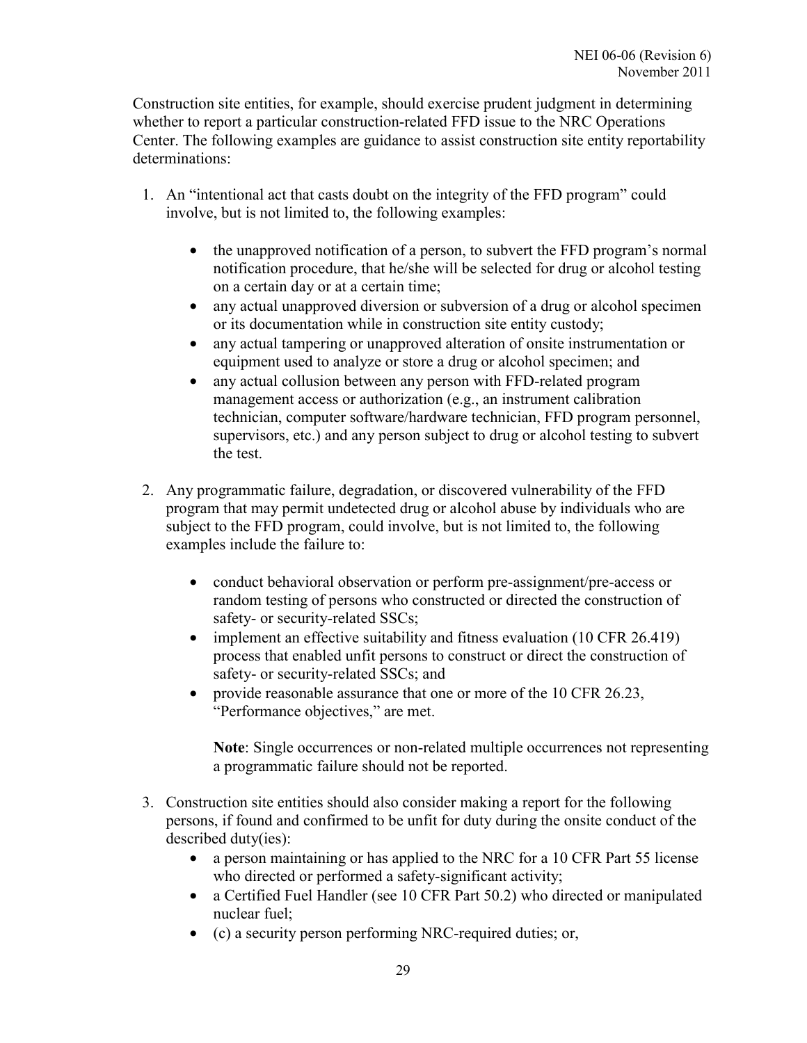Construction site entities, for example, should exercise prudent judgment in determining whether to report a particular construction-related FFD issue to the NRC Operations Center. The following examples are guidance to assist construction site entity reportability determinations:

1. An "intentional act that casts doubt on the integrity of the FFD program" could involve, but is not limited to, the following examples:

    - the unapproved notification of a person, to subvert the FFD program's normal notification procedure, that he/she will be selected for drug or alcohol testing on a certain day or at a certain time;
    - any actual unapproved diversion or subversion of a drug or alcohol specimen or its documentation while in construction site entity custody;
    - any actual tampering or unapproved alteration of onsite instrumentation or equipment used to analyze or store a drug or alcohol specimen; and
    - any actual collusion between any person with FFD-related program management access or authorization (e.g., an instrument calibration technician, computer software/hardware technician, FFD program personnel, supervisors, etc.) and any person subject to drug or alcohol testing to subvert the test.

2. Any programmatic failure, degradation, or discovered vulnerability of the FFD program that may permit undetected drug or alcohol abuse by individuals who are subject to the FFD program, could involve, but is not limited to, the following examples include the failure to:

    - conduct behavioral observation or perform pre-assignment/pre-access or random testing of persons who constructed or directed the construction of safety- or security-related SSCs;
    - implement an effective suitability and fitness evaluation (10 CFR 26.419) process that enabled unfit persons to construct or direct the construction of safety- or security-related SSCs; and
    - provide reasonable assurance that one or more of the 10 CFR 26.23, "Performance objectives," are met.

    **Note**: Single occurrences or non-related multiple occurrences not representing a programmatic failure should not be reported.

3. Construction site entities should also consider making a report for the following persons, if found and confirmed to be unfit for duty during the onsite conduct of the described duty(ies):
    - a person maintaining or has applied to the NRC for a 10 CFR Part 55 license who directed or performed a safety-significant activity;
    - a Certified Fuel Handler (see 10 CFR Part 50.2) who directed or manipulated nuclear fuel;
    - (c) a security person performing NRC-required duties; or,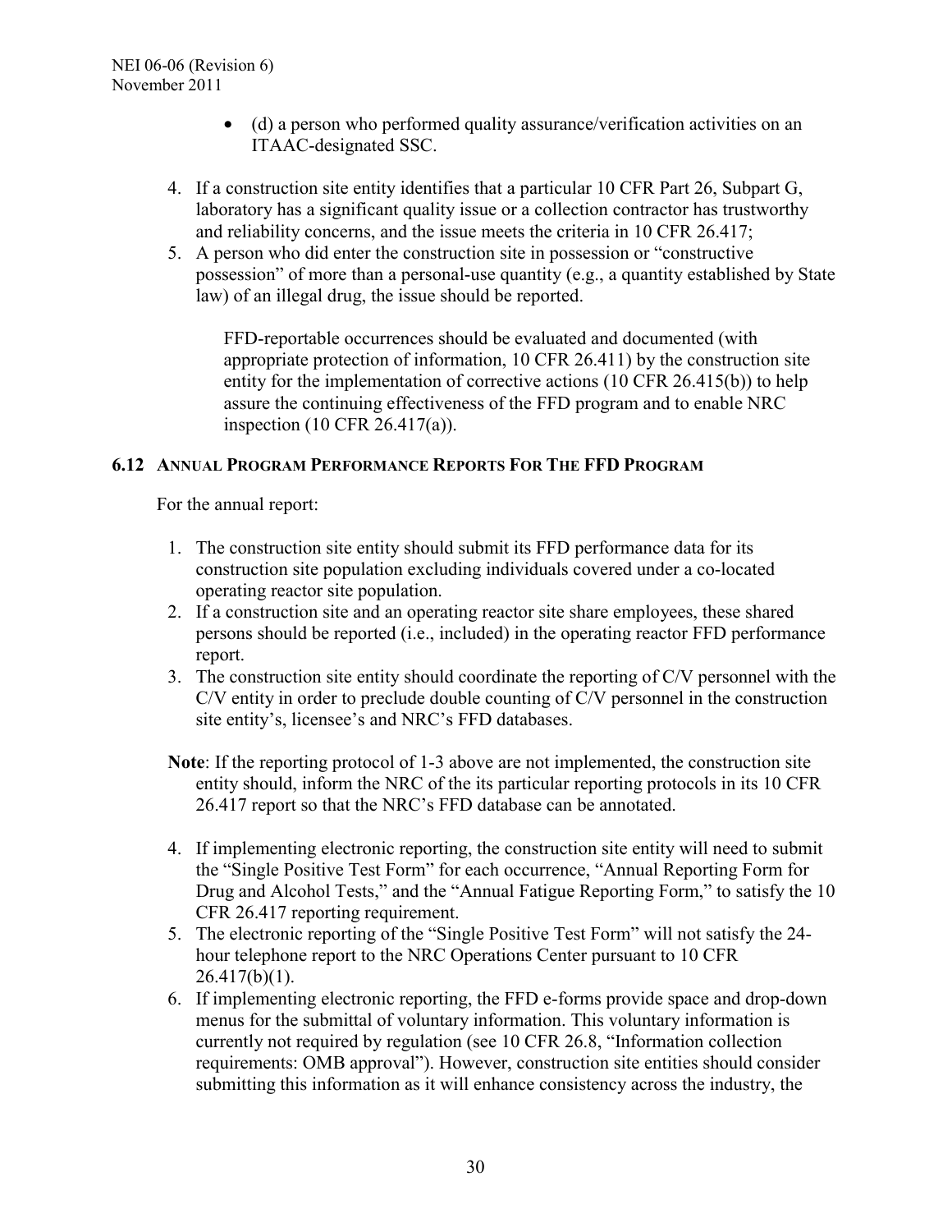- (d) a person who performed quality assurance/verification activities on an ITAAC-designated SSC.

4. If a construction site entity identifies that a particular 10 CFR Part 26, Subpart G, laboratory has a significant quality issue or a collection contractor has trustworthy and reliability concerns, and the issue meets the criteria in 10 CFR 26.417;
5. A person who did enter the construction site in possession or "constructive possession" of more than a personal-use quantity (e.g., a quantity established by State law) of an illegal drug, the issue should be reported.

   FFD-reportable occurrences should be evaluated and documented (with appropriate protection of information, 10 CFR 26.411) by the construction site entity for the implementation of corrective actions (10 CFR 26.415(b)) to help assure the continuing effectiveness of the FFD program and to enable NRC inspection (10 CFR 26.417(a)).

### 6.12 Annual Program Performance Reports For The FFD Program

For the annual report:

1. The construction site entity should submit its FFD performance data for its construction site population excluding individuals covered under a co-located operating reactor site population.
2. If a construction site and an operating reactor site share employees, these shared persons should be reported (i.e., included) in the operating reactor FFD performance report.
3. The construction site entity should coordinate the reporting of C/V personnel with the C/V entity in order to preclude double counting of C/V personnel in the construction site entity's, licensee's and NRC's FFD databases.

**Note**: If the reporting protocol of 1-3 above are not implemented, the construction site entity should, inform the NRC of the its particular reporting protocols in its 10 CFR 26.417 report so that the NRC's FFD database can be annotated.

4. If implementing electronic reporting, the construction site entity will need to submit the "Single Positive Test Form" for each occurrence, "Annual Reporting Form for Drug and Alcohol Tests," and the "Annual Fatigue Reporting Form," to satisfy the 10 CFR 26.417 reporting requirement.
5. The electronic reporting of the "Single Positive Test Form" will not satisfy the 24-hour telephone report to the NRC Operations Center pursuant to 10 CFR 26.417(b)(1).
6. If implementing electronic reporting, the FFD e-forms provide space and drop-down menus for the submittal of voluntary information. This voluntary information is currently not required by regulation (see 10 CFR 26.8, "Information collection requirements: OMB approval"). However, construction site entities should consider submitting this information as it will enhance consistency across the industry, the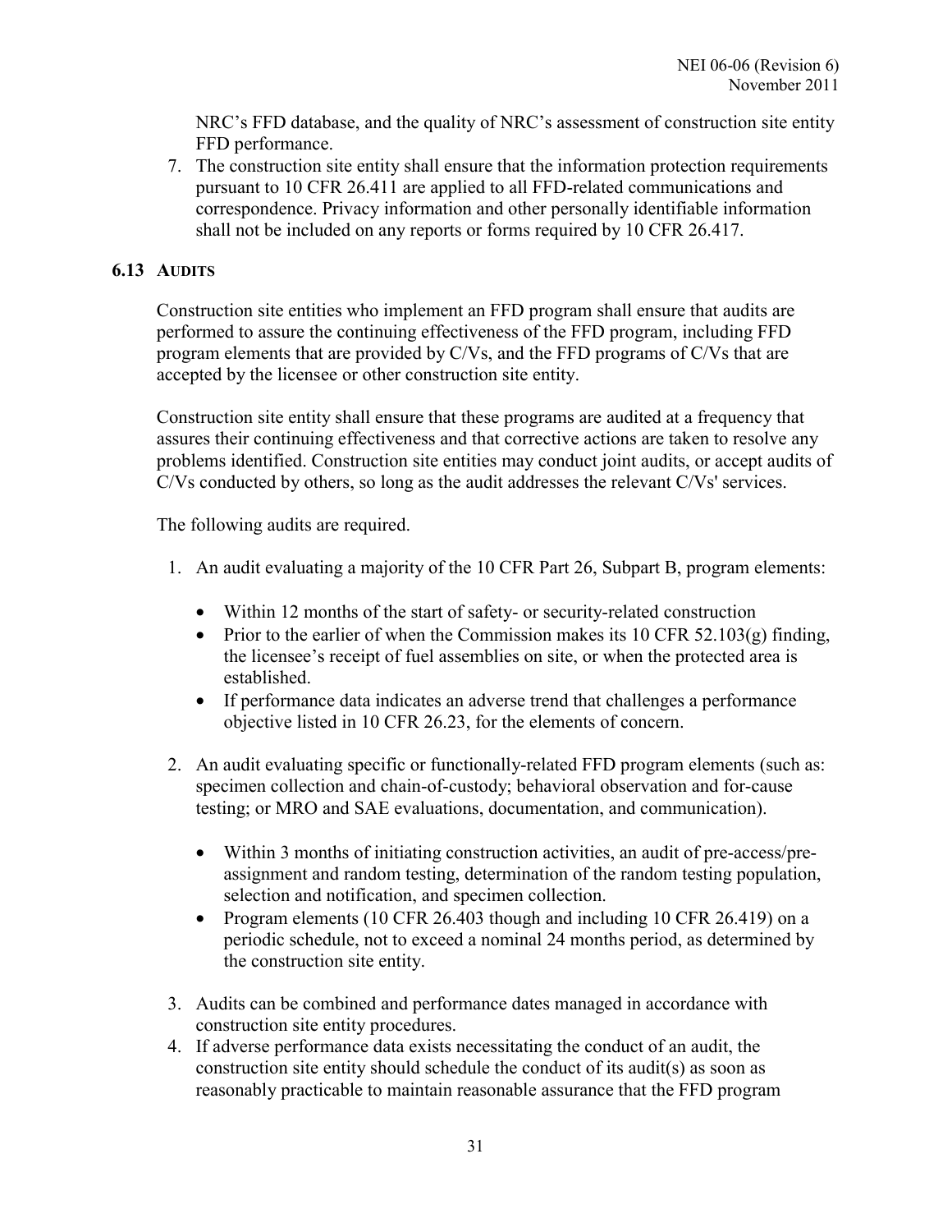NRC's FFD database, and the quality of NRC's assessment of construction site entity FFD performance.

7. The construction site entity shall ensure that the information protection requirements pursuant to 10 CFR 26.411 are applied to all FFD-related communications and correspondence. Privacy information and other personally identifiable information shall not be included on any reports or forms required by 10 CFR 26.417.

### 6.13 AUDITS

Construction site entities who implement an FFD program shall ensure that audits are performed to assure the continuing effectiveness of the FFD program, including FFD program elements that are provided by C/Vs, and the FFD programs of C/Vs that are accepted by the licensee or other construction site entity.

Construction site entity shall ensure that these programs are audited at a frequency that assures their continuing effectiveness and that corrective actions are taken to resolve any problems identified. Construction site entities may conduct joint audits, or accept audits of C/Vs conducted by others, so long as the audit addresses the relevant C/Vs' services.

The following audits are required.

1. An audit evaluating a majority of the 10 CFR Part 26, Subpart B, program elements:
   - Within 12 months of the start of safety- or security-related construction
   - Prior to the earlier of when the Commission makes its 10 CFR 52.103(g) finding, the licensee's receipt of fuel assemblies on site, or when the protected area is established.
   - If performance data indicates an adverse trend that challenges a performance objective listed in 10 CFR 26.23, for the elements of concern.
2. An audit evaluating specific or functionally-related FFD program elements (such as: specimen collection and chain-of-custody; behavioral observation and for-cause testing; or MRO and SAE evaluations, documentation, and communication).
   - Within 3 months of initiating construction activities, an audit of pre-access/pre-assignment and random testing, determination of the random testing population, selection and notification, and specimen collection.
   - Program elements (10 CFR 26.403 though and including 10 CFR 26.419) on a periodic schedule, not to exceed a nominal 24 months period, as determined by the construction site entity.
3. Audits can be combined and performance dates managed in accordance with construction site entity procedures.
4. If adverse performance data exists necessitating the conduct of an audit, the construction site entity should schedule the conduct of its audit(s) as soon as reasonably practicable to maintain reasonable assurance that the FFD program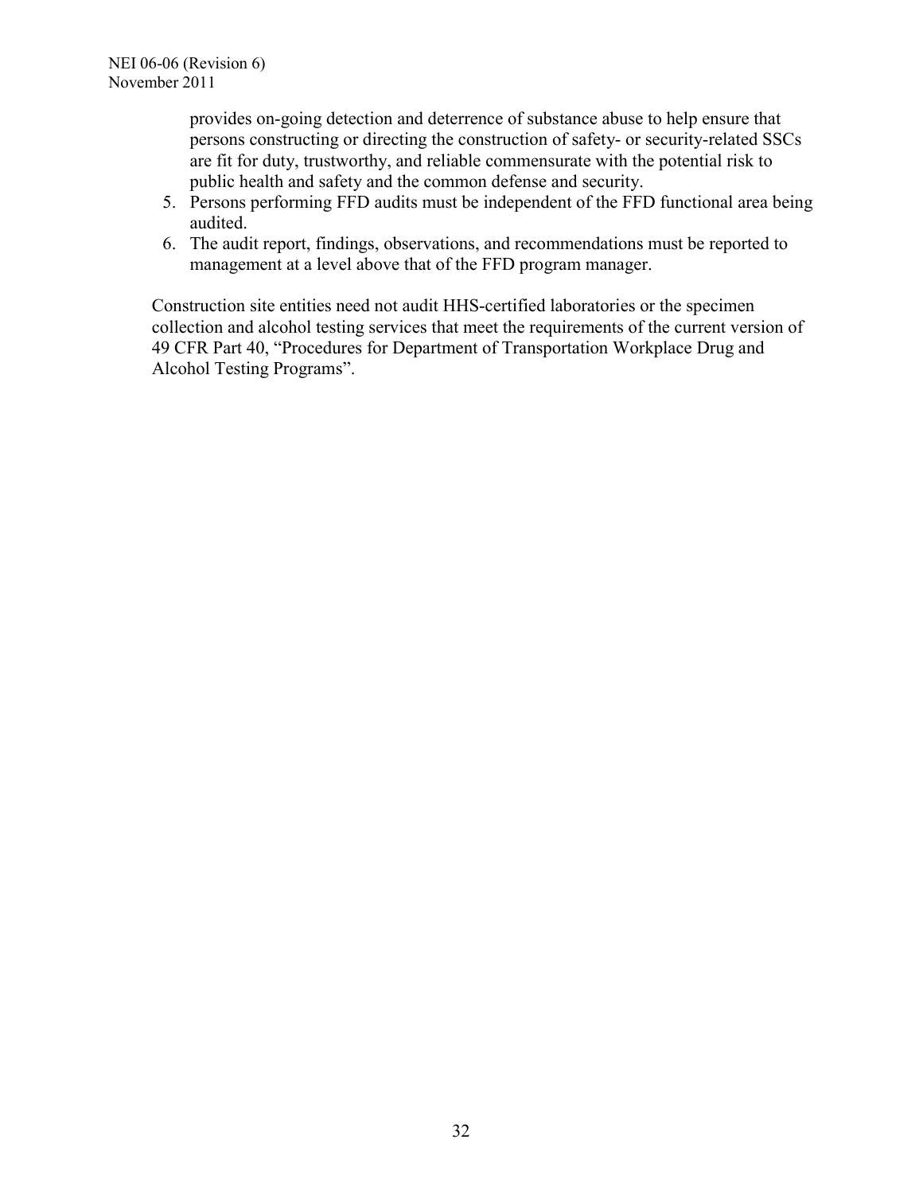provides on-going detection and deterrence of substance abuse to help ensure that persons constructing or directing the construction of safety- or security-related SSCs are fit for duty, trustworthy, and reliable commensurate with the potential risk to public health and safety and the common defense and security.

5. Persons performing FFD audits must be independent of the FFD functional area being audited.
6. The audit report, findings, observations, and recommendations must be reported to management at a level above that of the FFD program manager.

Construction site entities need not audit HHS-certified laboratories or the specimen collection and alcohol testing services that meet the requirements of the current version of 49 CFR Part 40, "Procedures for Department of Transportation Workplace Drug and Alcohol Testing Programs".